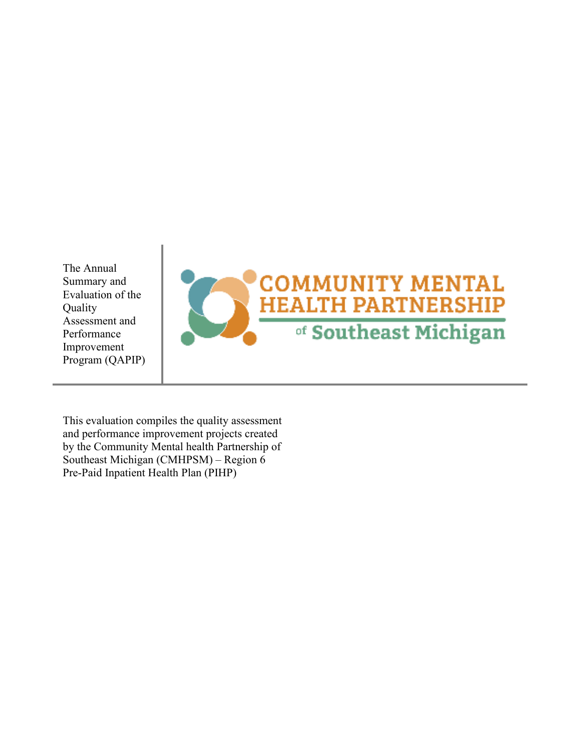The Annual Summary and Evaluation of the Quality Assessment and Performance Improvement Program (QAPIP)

COMMUNITY MENTAL HEALTH PARTNERSHIP of Southeast Michigan

This evaluation compiles the quality assessment and performance improvement projects created by the Community Mental health Partnership of Southeast Michigan (CMHPSM) – Region 6 Pre-Paid Inpatient Health Plan (PIHP)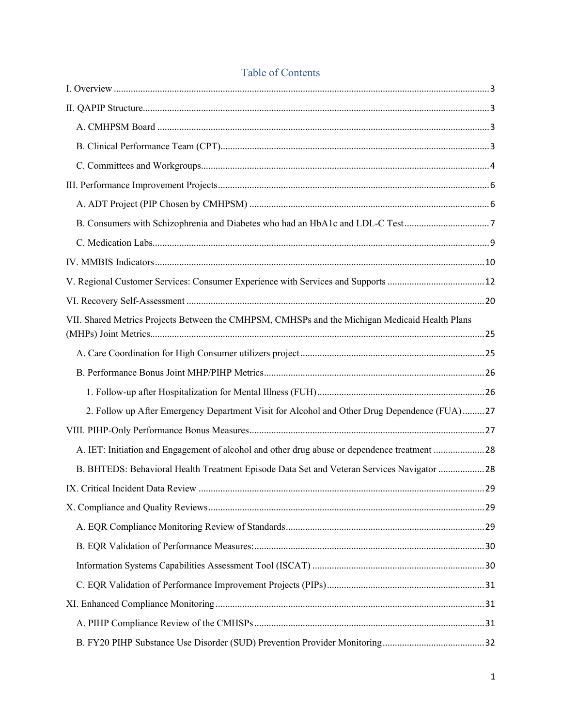# Table of Contents

I. Overview ........ 3

II. QAPIP Structure ........ 3

- A. CMHPSM Board ........ 3
- B. Clinical Performance Team (CPT) ........ 3
- C. Committees and Workgroups ........ 4

III. Performance Improvement Projects ........ 6

- A. ADT Project (PIP Chosen by CMHPSM) ........ 6
- B. Consumers with Schizophrenia and Diabetes who had an HbA1c and LDL-C Test ........ 7
- C. Medication Labs ........ 9

IV. MMBIS Indicators ........ 10

V. Regional Customer Services: Consumer Experience with Services and Supports ........ 12

VI. Recovery Self-Assessment ........ 20

VII. Shared Metrics Projects Between the CMHPSM, CMHSPs and the Michigan Medicaid Health Plans (MHPs) Joint Metrics ........ 25

- A. Care Coordination for High Consumer utilizers project ........ 25
- B. Performance Bonus Joint MHP/PIHP Metrics ........ 26
  - 1. Follow-up after Hospitalization for Mental Illness (FUH) ........ 26
  - 2. Follow up After Emergency Department Visit for Alcohol and Other Drug Dependence (FUA) ........ 27

VIII. PIHP-Only Performance Bonus Measures ........ 27

- A. IET: Initiation and Engagement of alcohol and other drug abuse or dependence treatment ........ 28
- B. BHTEDS: Behavioral Health Treatment Episode Data Set and Veteran Services Navigator ........ 28

IX. Critical Incident Data Review ........ 29

X. Compliance and Quality Reviews ........ 29

- A. EQR Compliance Monitoring Review of Standards ........ 29
- B. EQR Validation of Performance Measures: ........ 30
- Information Systems Capabilities Assessment Tool (ISCAT) ........ 30
- C. EQR Validation of Performance Improvement Projects (PIPs) ........ 31

XI. Enhanced Compliance Monitoring ........ 31

- A. PIHP Compliance Review of the CMHSPs ........ 31
- B. FY20 PIHP Substance Use Disorder (SUD) Prevention Provider Monitoring ........ 32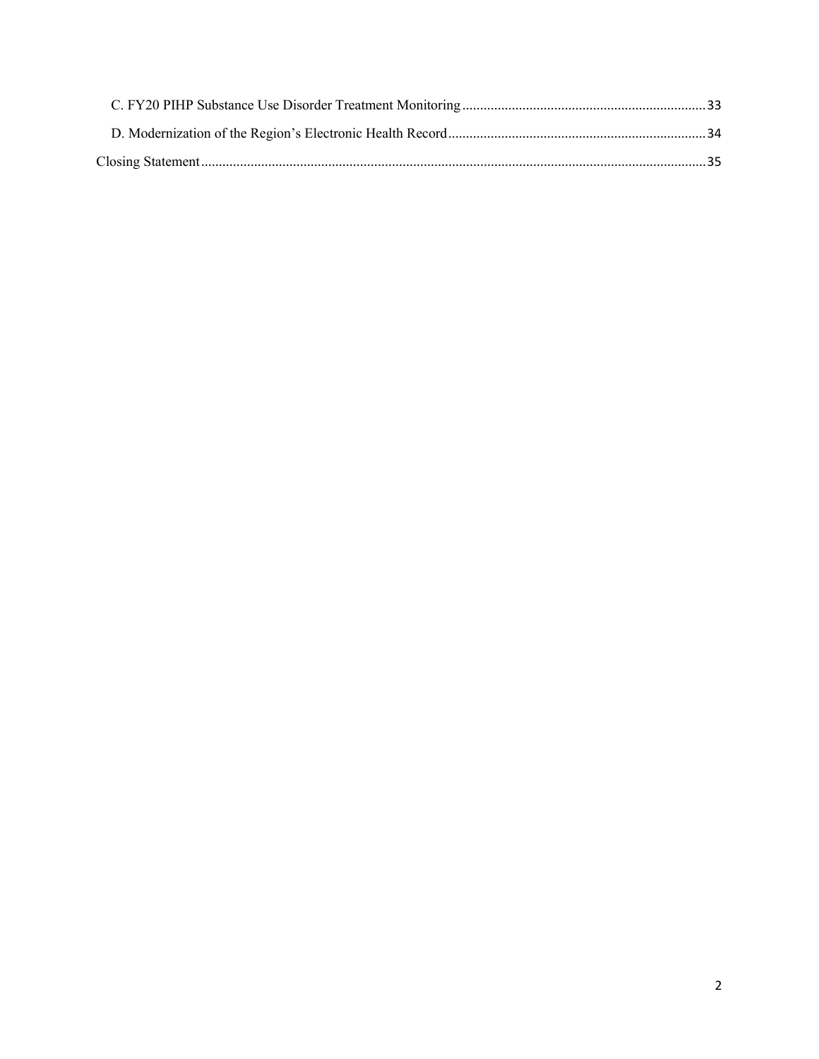C. FY20 PIHP Substance Use Disorder Treatment Monitoring ..................................................................... 33

D. Modernization of the Region's Electronic Health Record ......................................................................... 34

Closing Statement ............................................................................................................................................ 35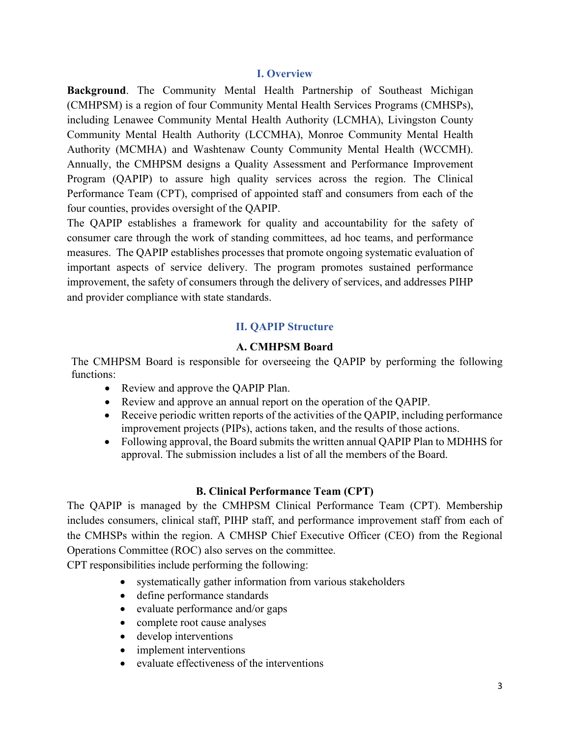# I. Overview

**Background**. The Community Mental Health Partnership of Southeast Michigan (CMHPSM) is a region of four Community Mental Health Services Programs (CMHSPs), including Lenawee Community Mental Health Authority (LCMHA), Livingston County Community Mental Health Authority (LCCMHA), Monroe Community Mental Health Authority (MCMHA) and Washtenaw County Community Mental Health (WCCMH). Annually, the CMHPSM designs a Quality Assessment and Performance Improvement Program (QAPIP) to assure high quality services across the region. The Clinical Performance Team (CPT), comprised of appointed staff and consumers from each of the four counties, provides oversight of the QAPIP.

The QAPIP establishes a framework for quality and accountability for the safety of consumer care through the work of standing committees, ad hoc teams, and performance measures. The QAPIP establishes processes that promote ongoing systematic evaluation of important aspects of service delivery. The program promotes sustained performance improvement, the safety of consumers through the delivery of services, and addresses PIHP and provider compliance with state standards.

# II. QAPIP Structure

## A. CMHPSM Board

The CMHPSM Board is responsible for overseeing the QAPIP by performing the following functions:

- Review and approve the QAPIP Plan.
- Review and approve an annual report on the operation of the QAPIP.
- Receive periodic written reports of the activities of the QAPIP, including performance improvement projects (PIPs), actions taken, and the results of those actions.
- Following approval, the Board submits the written annual QAPIP Plan to MDHHS for approval. The submission includes a list of all the members of the Board.

## B. Clinical Performance Team (CPT)

The QAPIP is managed by the CMHPSM Clinical Performance Team (CPT). Membership includes consumers, clinical staff, PIHP staff, and performance improvement staff from each of the CMHSPs within the region. A CMHSP Chief Executive Officer (CEO) from the Regional Operations Committee (ROC) also serves on the committee.

CPT responsibilities include performing the following:

- systematically gather information from various stakeholders
- define performance standards
- evaluate performance and/or gaps
- complete root cause analyses
- develop interventions
- implement interventions
- evaluate effectiveness of the interventions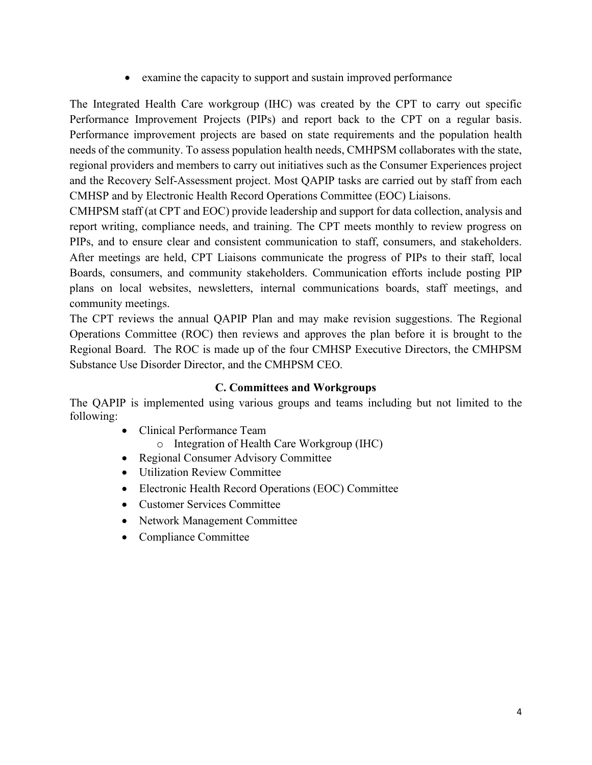- examine the capacity to support and sustain improved performance

The Integrated Health Care workgroup (IHC) was created by the CPT to carry out specific Performance Improvement Projects (PIPs) and report back to the CPT on a regular basis. Performance improvement projects are based on state requirements and the population health needs of the community. To assess population health needs, CMHPSM collaborates with the state, regional providers and members to carry out initiatives such as the Consumer Experiences project and the Recovery Self-Assessment project. Most QAPIP tasks are carried out by staff from each CMHSP and by Electronic Health Record Operations Committee (EOC) Liaisons.

CMHPSM staff (at CPT and EOC) provide leadership and support for data collection, analysis and report writing, compliance needs, and training. The CPT meets monthly to review progress on PIPs, and to ensure clear and consistent communication to staff, consumers, and stakeholders. After meetings are held, CPT Liaisons communicate the progress of PIPs to their staff, local Boards, consumers, and community stakeholders. Communication efforts include posting PIP plans on local websites, newsletters, internal communications boards, staff meetings, and community meetings.

The CPT reviews the annual QAPIP Plan and may make revision suggestions. The Regional Operations Committee (ROC) then reviews and approves the plan before it is brought to the Regional Board. The ROC is made up of the four CMHSP Executive Directors, the CMHPSM Substance Use Disorder Director, and the CMHPSM CEO.

### C. Committees and Workgroups

The QAPIP is implemented using various groups and teams including but not limited to the following:

- Clinical Performance Team
  - Integration of Health Care Workgroup (IHC)
- Regional Consumer Advisory Committee
- Utilization Review Committee
- Electronic Health Record Operations (EOC) Committee
- Customer Services Committee
- Network Management Committee
- Compliance Committee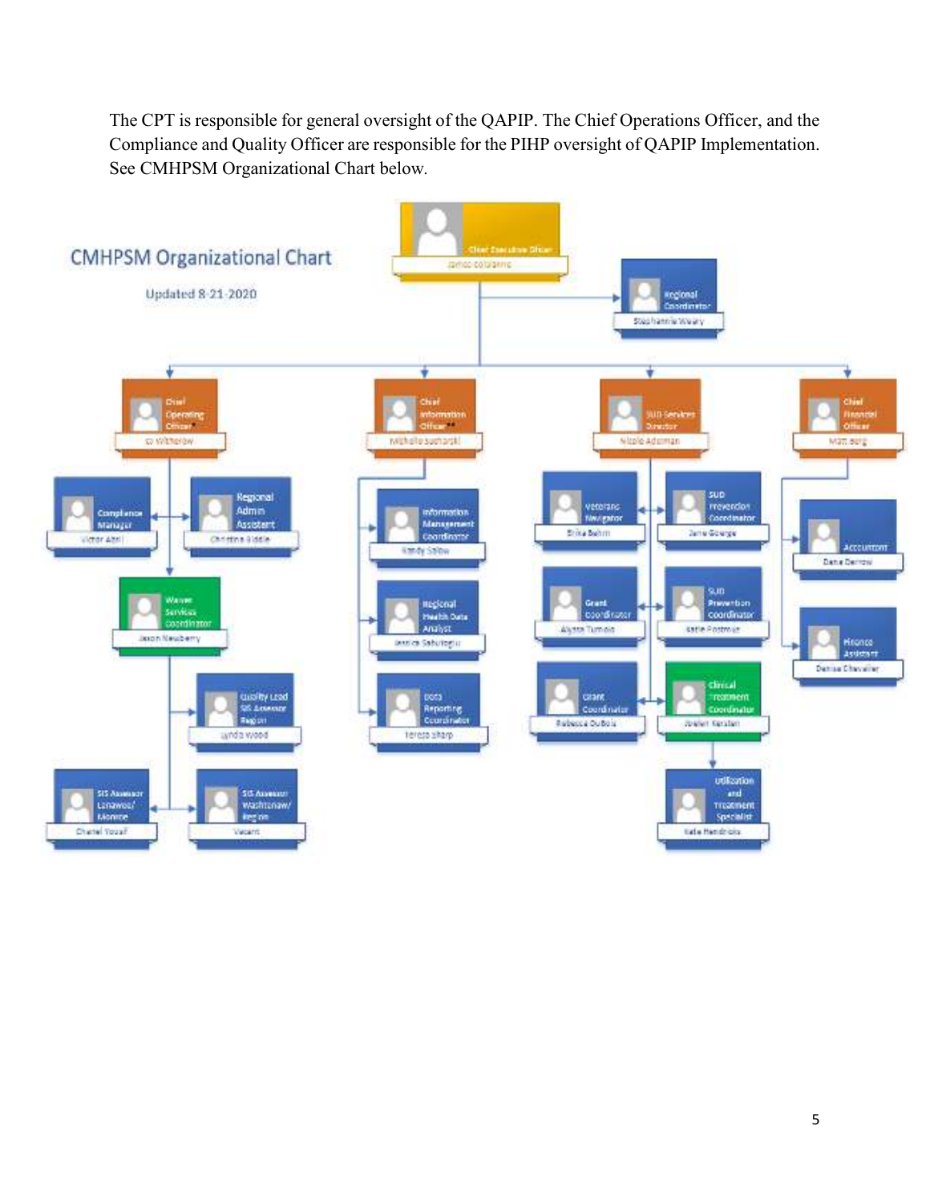The CPT is responsible for general oversight of the QAPIP. The Chief Operations Officer, and the Compliance and Quality Officer are responsible for the PIHP oversight of QAPIP Implementation. See CMHPSM Organizational Chart below.

## CMHPSM Organizational Chart

Updated 8-21-2020

- **Chief Executive Officer** – James Colaianne
  - **Regional Coordinator** – Stephannie Weary
  - **Chief Operating Officer*** – CJ Witherow
    - **Compliance Manager** – Victor Abril
    - **Regional Admin Assistant** – Christine Biddle
    - **Waiver Services Coordinator** – Jason Newberry
      - **Quality Lead SIS Assessor Region** – Lynda Wood
      - **SIS Assessor Lenawee/ Monroe** – Chanel Yousif
      - **SIS Assessor Washtenaw/ Region** – Vacant
  - **Chief Information Officer**** – Michelle Sucharski
    - **Information Management Coordinator** – Mandy Salow
    - **Regional Health Data Analyst** – Jessica Saturlegiu
    - **Data Reporting Coordinator** – Teresa Sharp
  - **SUD Services Director** – Nicole Adelman
    - **Veterans Navigator** – Erika Behm
    - **SUD Prevention Coordinator** – Jane George
    - **Grant Coordinator** – Alyssa Tumolo
    - **SUD Prevention Coordinator** – Katie Postmus
    - **Grant Coordinator** – Rebecca DuBois
    - **Clinical Treatment Coordinator** – Jeanet Kersten
      - **Utilization and Treatment Specialist** – Katie Hendricks
  - **Chief Financial Officer** – Matt Berg
    - **Accountant** – Dana Darrow
    - **Finance Assistant** – Denise Chevalier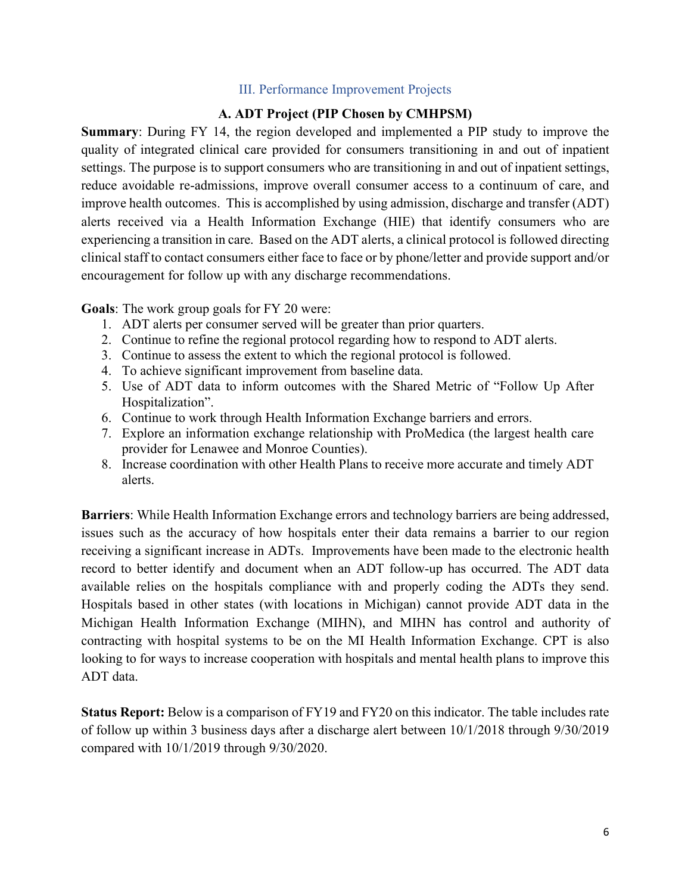## III. Performance Improvement Projects

### A. ADT Project (PIP Chosen by CMHPSM)

**Summary**: During FY 14, the region developed and implemented a PIP study to improve the quality of integrated clinical care provided for consumers transitioning in and out of inpatient settings. The purpose is to support consumers who are transitioning in and out of inpatient settings, reduce avoidable re-admissions, improve overall consumer access to a continuum of care, and improve health outcomes. This is accomplished by using admission, discharge and transfer (ADT) alerts received via a Health Information Exchange (HIE) that identify consumers who are experiencing a transition in care. Based on the ADT alerts, a clinical protocol is followed directing clinical staff to contact consumers either face to face or by phone/letter and provide support and/or encouragement for follow up with any discharge recommendations.

**Goals**: The work group goals for FY 20 were:

1. ADT alerts per consumer served will be greater than prior quarters.
2. Continue to refine the regional protocol regarding how to respond to ADT alerts.
3. Continue to assess the extent to which the regional protocol is followed.
4. To achieve significant improvement from baseline data.
5. Use of ADT data to inform outcomes with the Shared Metric of "Follow Up After Hospitalization".
6. Continue to work through Health Information Exchange barriers and errors.
7. Explore an information exchange relationship with ProMedica (the largest health care provider for Lenawee and Monroe Counties).
8. Increase coordination with other Health Plans to receive more accurate and timely ADT alerts.

**Barriers**: While Health Information Exchange errors and technology barriers are being addressed, issues such as the accuracy of how hospitals enter their data remains a barrier to our region receiving a significant increase in ADTs. Improvements have been made to the electronic health record to better identify and document when an ADT follow-up has occurred. The ADT data available relies on the hospitals compliance with and properly coding the ADTs they send. Hospitals based in other states (with locations in Michigan) cannot provide ADT data in the Michigan Health Information Exchange (MIHN), and MIHN has control and authority of contracting with hospital systems to be on the MI Health Information Exchange. CPT is also looking to for ways to increase cooperation with hospitals and mental health plans to improve this ADT data.

**Status Report:** Below is a comparison of FY19 and FY20 on this indicator. The table includes rate of follow up within 3 business days after a discharge alert between 10/1/2018 through 9/30/2019 compared with 10/1/2019 through 9/30/2020.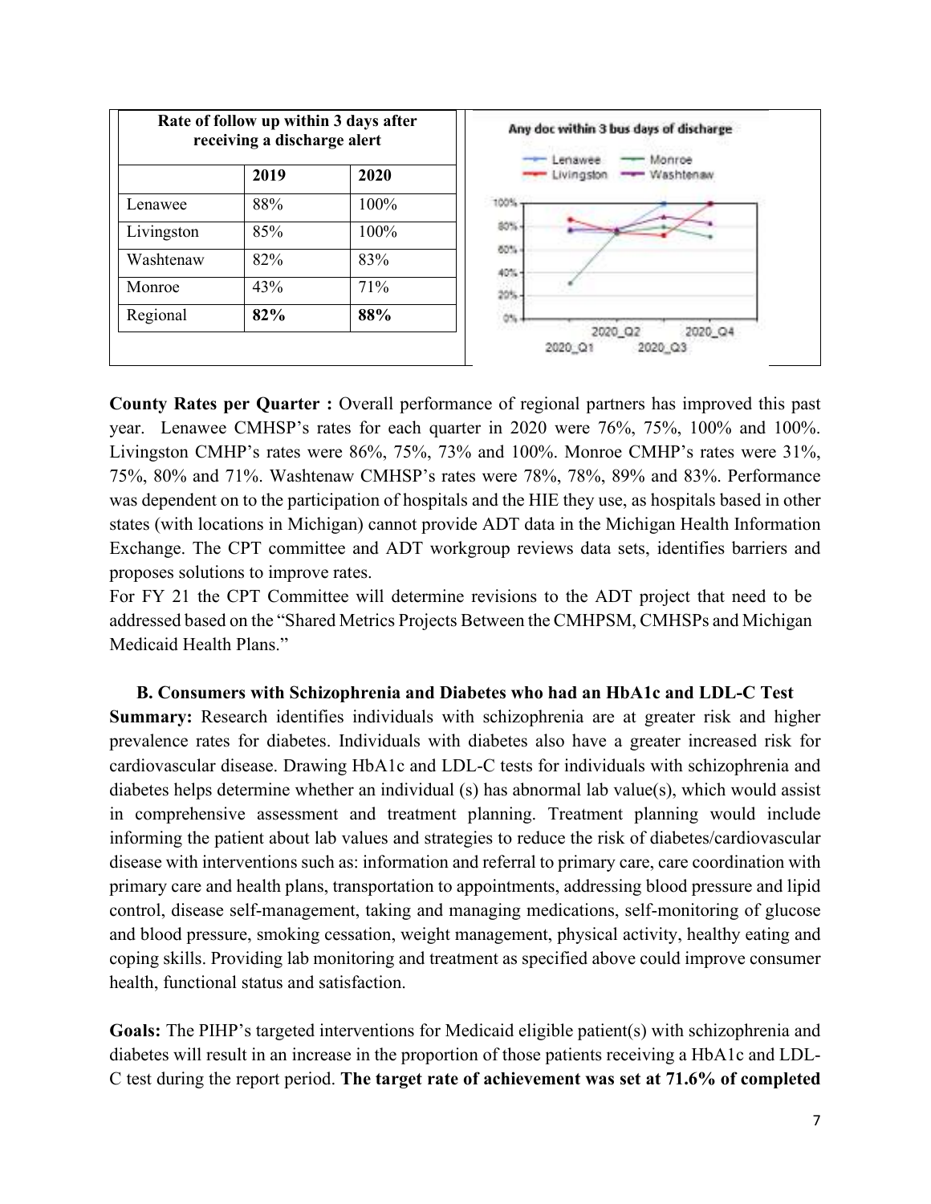| Rate of follow up within 3 days after receiving a discharge alert | | |
|---|---|---|
| | **2019** | **2020** |
| Lenawee | 88% | 100% |
| Livingston | 85% | 100% |
| Washtenaw | 82% | 83% |
| Monroe | 43% | 71% |
| Regional | **82%** | **88%** |

**County Rates per Quarter :** Overall performance of regional partners has improved this past year. Lenawee CMHSP's rates for each quarter in 2020 were 76%, 75%, 100% and 100%. Livingston CMHP's rates were 86%, 75%, 73% and 100%. Monroe CMHP's rates were 31%, 75%, 80% and 71%. Washtenaw CMHSP's rates were 78%, 78%, 89% and 83%. Performance was dependent on to the participation of hospitals and the HIE they use, as hospitals based in other states (with locations in Michigan) cannot provide ADT data in the Michigan Health Information Exchange. The CPT committee and ADT workgroup reviews data sets, identifies barriers and proposes solutions to improve rates.

For FY 21 the CPT Committee will determine revisions to the ADT project that need to be addressed based on the "Shared Metrics Projects Between the CMHPSM, CMHSPs and Michigan Medicaid Health Plans."

**B. Consumers with Schizophrenia and Diabetes who had an HbA1c and LDL-C Test**

**Summary:** Research identifies individuals with schizophrenia are at greater risk and higher prevalence rates for diabetes. Individuals with diabetes also have a greater increased risk for cardiovascular disease. Drawing HbA1c and LDL-C tests for individuals with schizophrenia and diabetes helps determine whether an individual (s) has abnormal lab value(s), which would assist in comprehensive assessment and treatment planning. Treatment planning would include informing the patient about lab values and strategies to reduce the risk of diabetes/cardiovascular disease with interventions such as: information and referral to primary care, care coordination with primary care and health plans, transportation to appointments, addressing blood pressure and lipid control, disease self-management, taking and managing medications, self-monitoring of glucose and blood pressure, smoking cessation, weight management, physical activity, healthy eating and coping skills. Providing lab monitoring and treatment as specified above could improve consumer health, functional status and satisfaction.

**Goals:** The PIHP's targeted interventions for Medicaid eligible patient(s) with schizophrenia and diabetes will result in an increase in the proportion of those patients receiving a HbA1c and LDL-C test during the report period. **The target rate of achievement was set at 71.6% of completed**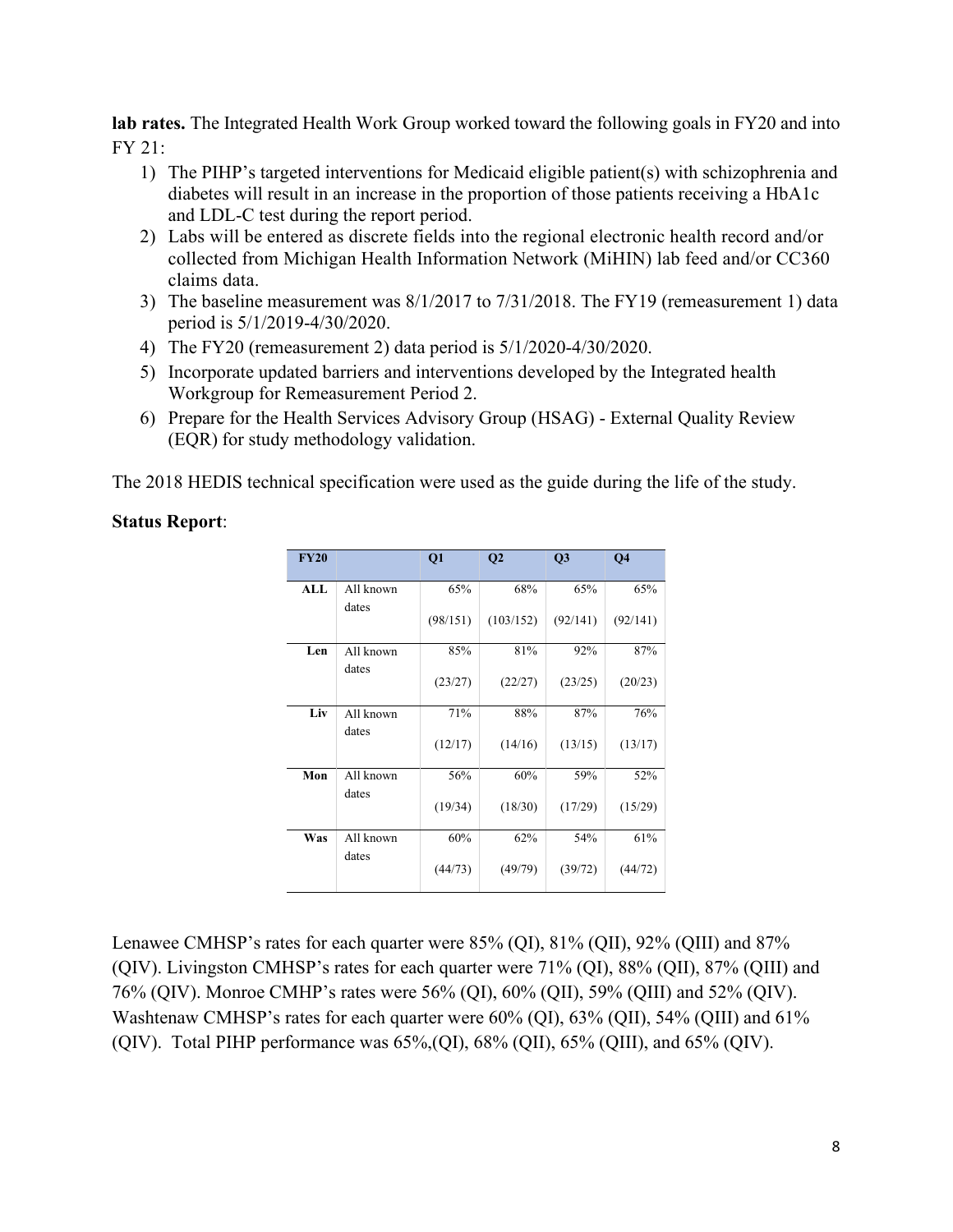**lab rates.** The Integrated Health Work Group worked toward the following goals in FY20 and into FY 21:

1) The PIHP's targeted interventions for Medicaid eligible patient(s) with schizophrenia and diabetes will result in an increase in the proportion of those patients receiving a HbA1c and LDL-C test during the report period.
2) Labs will be entered as discrete fields into the regional electronic health record and/or collected from Michigan Health Information Network (MiHIN) lab feed and/or CC360 claims data.
3) The baseline measurement was 8/1/2017 to 7/31/2018. The FY19 (remeasurement 1) data period is 5/1/2019-4/30/2020.
4) The FY20 (remeasurement 2) data period is 5/1/2020-4/30/2020.
5) Incorporate updated barriers and interventions developed by the Integrated health Workgroup for Remeasurement Period 2.
6) Prepare for the Health Services Advisory Group (HSAG) - External Quality Review (EQR) for study methodology validation.

The 2018 HEDIS technical specification were used as the guide during the life of the study.

**Status Report**:

| FY20 | | Q1 | Q2 | Q3 | Q4 |
|---|---|---|---|---|---|
| ALL | All known dates | 65% (98/151) | 68% (103/152) | 65% (92/141) | 65% (92/141) |
| Len | All known dates | 85% (23/27) | 81% (22/27) | 92% (23/25) | 87% (20/23) |
| Liv | All known dates | 71% (12/17) | 88% (14/16) | 87% (13/15) | 76% (13/17) |
| Mon | All known dates | 56% (19/34) | 60% (18/30) | 59% (17/29) | 52% (15/29) |
| Was | All known dates | 60% (44/73) | 62% (49/79) | 54% (39/72) | 61% (44/72) |

Lenawee CMHSP's rates for each quarter were 85% (QI), 81% (QII), 92% (QIII) and 87% (QIV). Livingston CMHSP's rates for each quarter were 71% (QI), 88% (QII), 87% (QIII) and 76% (QIV). Monroe CMHP's rates were 56% (QI), 60% (QII), 59% (QIII) and 52% (QIV). Washtenaw CMHSP's rates for each quarter were 60% (QI), 63% (QII), 54% (QIII) and 61% (QIV). Total PIHP performance was 65%,(QI), 68% (QII), 65% (QIII), and 65% (QIV).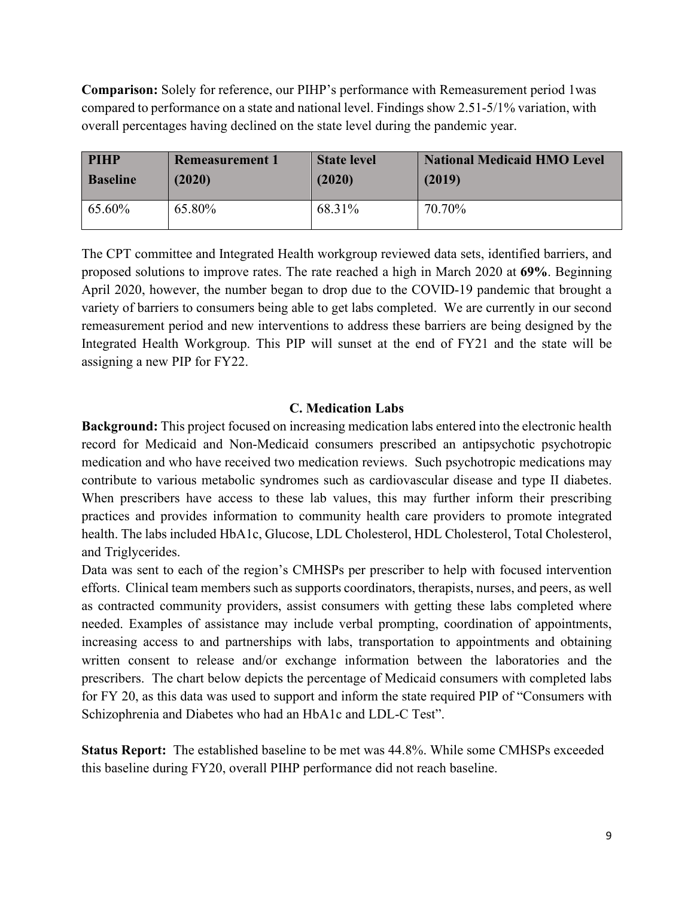**Comparison:** Solely for reference, our PIHP's performance with Remeasurement period 1was compared to performance on a state and national level. Findings show 2.51-5/1% variation, with overall percentages having declined on the state level during the pandemic year.

| PIHP Baseline | Remeasurement 1 (2020) | State level (2020) | National Medicaid HMO Level (2019) |
|---|---|---|---|
| 65.60% | 65.80% | 68.31% | 70.70% |

The CPT committee and Integrated Health workgroup reviewed data sets, identified barriers, and proposed solutions to improve rates. The rate reached a high in March 2020 at **69%**. Beginning April 2020, however, the number began to drop due to the COVID-19 pandemic that brought a variety of barriers to consumers being able to get labs completed. We are currently in our second remeasurement period and new interventions to address these barriers are being designed by the Integrated Health Workgroup. This PIP will sunset at the end of FY21 and the state will be assigning a new PIP for FY22.

### C. Medication Labs

**Background:** This project focused on increasing medication labs entered into the electronic health record for Medicaid and Non-Medicaid consumers prescribed an antipsychotic psychotropic medication and who have received two medication reviews. Such psychotropic medications may contribute to various metabolic syndromes such as cardiovascular disease and type II diabetes. When prescribers have access to these lab values, this may further inform their prescribing practices and provides information to community health care providers to promote integrated health. The labs included HbA1c, Glucose, LDL Cholesterol, HDL Cholesterol, Total Cholesterol, and Triglycerides.

Data was sent to each of the region's CMHSPs per prescriber to help with focused intervention efforts. Clinical team members such as supports coordinators, therapists, nurses, and peers, as well as contracted community providers, assist consumers with getting these labs completed where needed. Examples of assistance may include verbal prompting, coordination of appointments, increasing access to and partnerships with labs, transportation to appointments and obtaining written consent to release and/or exchange information between the laboratories and the prescribers. The chart below depicts the percentage of Medicaid consumers with completed labs for FY 20, as this data was used to support and inform the state required PIP of "Consumers with Schizophrenia and Diabetes who had an HbA1c and LDL-C Test".

**Status Report:** The established baseline to be met was 44.8%. While some CMHSPs exceeded this baseline during FY20, overall PIHP performance did not reach baseline.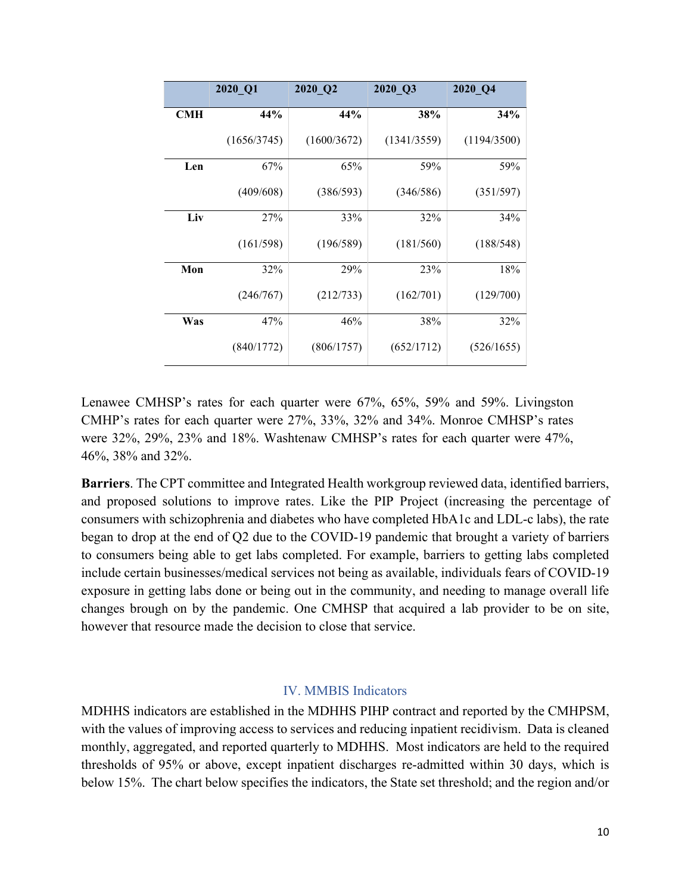|  | 2020_Q1 | 2020_Q2 | 2020_Q3 | 2020_Q4 |
|---|---|---|---|---|
| **CMH** | **44%** (1656/3745) | **44%** (1600/3672) | **38%** (1341/3559) | **34%** (1194/3500) |
| **Len** | 67% (409/608) | 65% (386/593) | 59% (346/586) | 59% (351/597) |
| **Liv** | 27% (161/598) | 33% (196/589) | 32% (181/560) | 34% (188/548) |
| **Mon** | 32% (246/767) | 29% (212/733) | 23% (162/701) | 18% (129/700) |
| **Was** | 47% (840/1772) | 46% (806/1757) | 38% (652/1712) | 32% (526/1655) |

Lenawee CMHSP's rates for each quarter were 67%, 65%, 59% and 59%. Livingston CMHP's rates for each quarter were 27%, 33%, 32% and 34%. Monroe CMHSP's rates were 32%, 29%, 23% and 18%. Washtenaw CMHSP's rates for each quarter were 47%, 46%, 38% and 32%.

**Barriers**. The CPT committee and Integrated Health workgroup reviewed data, identified barriers, and proposed solutions to improve rates. Like the PIP Project (increasing the percentage of consumers with schizophrenia and diabetes who have completed HbA1c and LDL-c labs), the rate began to drop at the end of Q2 due to the COVID-19 pandemic that brought a variety of barriers to consumers being able to get labs completed. For example, barriers to getting labs completed include certain businesses/medical services not being as available, individuals fears of COVID-19 exposure in getting labs done or being out in the community, and needing to manage overall life changes brough on by the pandemic. One CMHSP that acquired a lab provider to be on site, however that resource made the decision to close that service.

## IV. MMBIS Indicators

MDHHS indicators are established in the MDHHS PIHP contract and reported by the CMHPSM, with the values of improving access to services and reducing inpatient recidivism. Data is cleaned monthly, aggregated, and reported quarterly to MDHHS. Most indicators are held to the required thresholds of 95% or above, except inpatient discharges re-admitted within 30 days, which is below 15%. The chart below specifies the indicators, the State set threshold; and the region and/or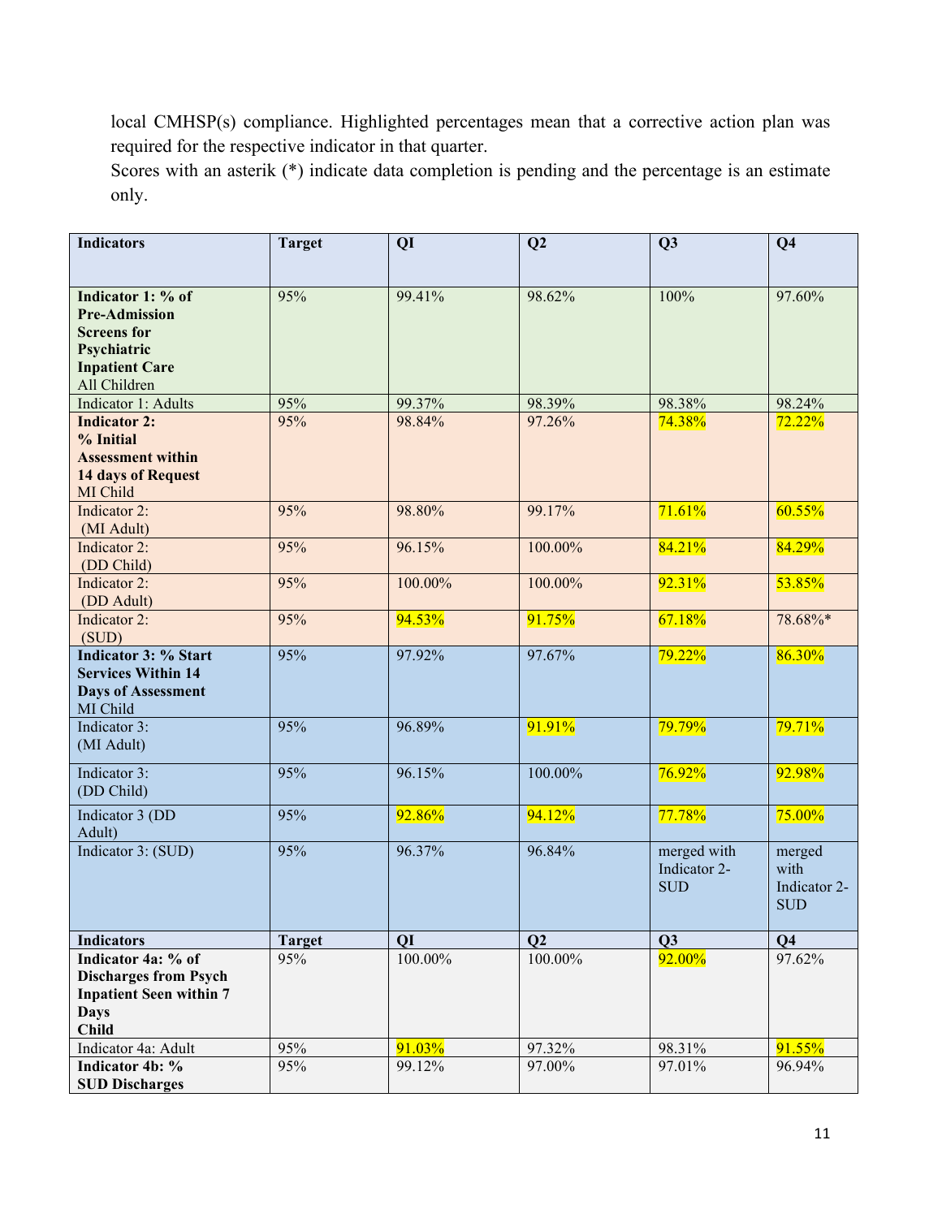local CMHSP(s) compliance. Highlighted percentages mean that a corrective action plan was required for the respective indicator in that quarter.
Scores with an asterik (*) indicate data completion is pending and the percentage is an estimate only.

| Indicators | Target | QI | Q2 | Q3 | Q4 |
|---|---|---|---|---|---|
| **Indicator 1: % of Pre-Admission Screens for Psychiatric Inpatient Care** All Children | 95% | 99.41% | 98.62% | 100% | 97.60% |
| Indicator 1: Adults | 95% | 99.37% | 98.39% | 98.38% | 98.24% |
| **Indicator 2: % Initial Assessment within 14 days of Request** MI Child | 95% | 98.84% | 97.26% | 74.38% | 72.22% |
| Indicator 2: (MI Adult) | 95% | 98.80% | 99.17% | 71.61% | 60.55% |
| Indicator 2: (DD Child) | 95% | 96.15% | 100.00% | 84.21% | 84.29% |
| Indicator 2: (DD Adult) | 95% | 100.00% | 100.00% | 92.31% | 53.85% |
| Indicator 2: (SUD) | 95% | 94.53% | 91.75% | 67.18% | 78.68%* |
| **Indicator 3: % Start Services Within 14 Days of Assessment** MI Child | 95% | 97.92% | 97.67% | 79.22% | 86.30% |
| Indicator 3: (MI Adult) | 95% | 96.89% | 91.91% | 79.79% | 79.71% |
| Indicator 3: (DD Child) | 95% | 96.15% | 100.00% | 76.92% | 92.98% |
| Indicator 3 (DD Adult) | 95% | 92.86% | 94.12% | 77.78% | 75.00% |
| Indicator 3: (SUD) | 95% | 96.37% | 96.84% | merged with Indicator 2-SUD | merged with Indicator 2-SUD |
| **Indicators** | **Target** | **QI** | **Q2** | **Q3** | **Q4** |
| **Indicator 4a: % of Discharges from Psych Inpatient Seen within 7 Days Child** | 95% | 100.00% | 100.00% | 92.00% | 97.62% |
| Indicator 4a: Adult | 95% | 91.03% | 97.32% | 98.31% | 91.55% |
| **Indicator 4b: % SUD Discharges** | 95% | 99.12% | 97.00% | 97.01% | 96.94% |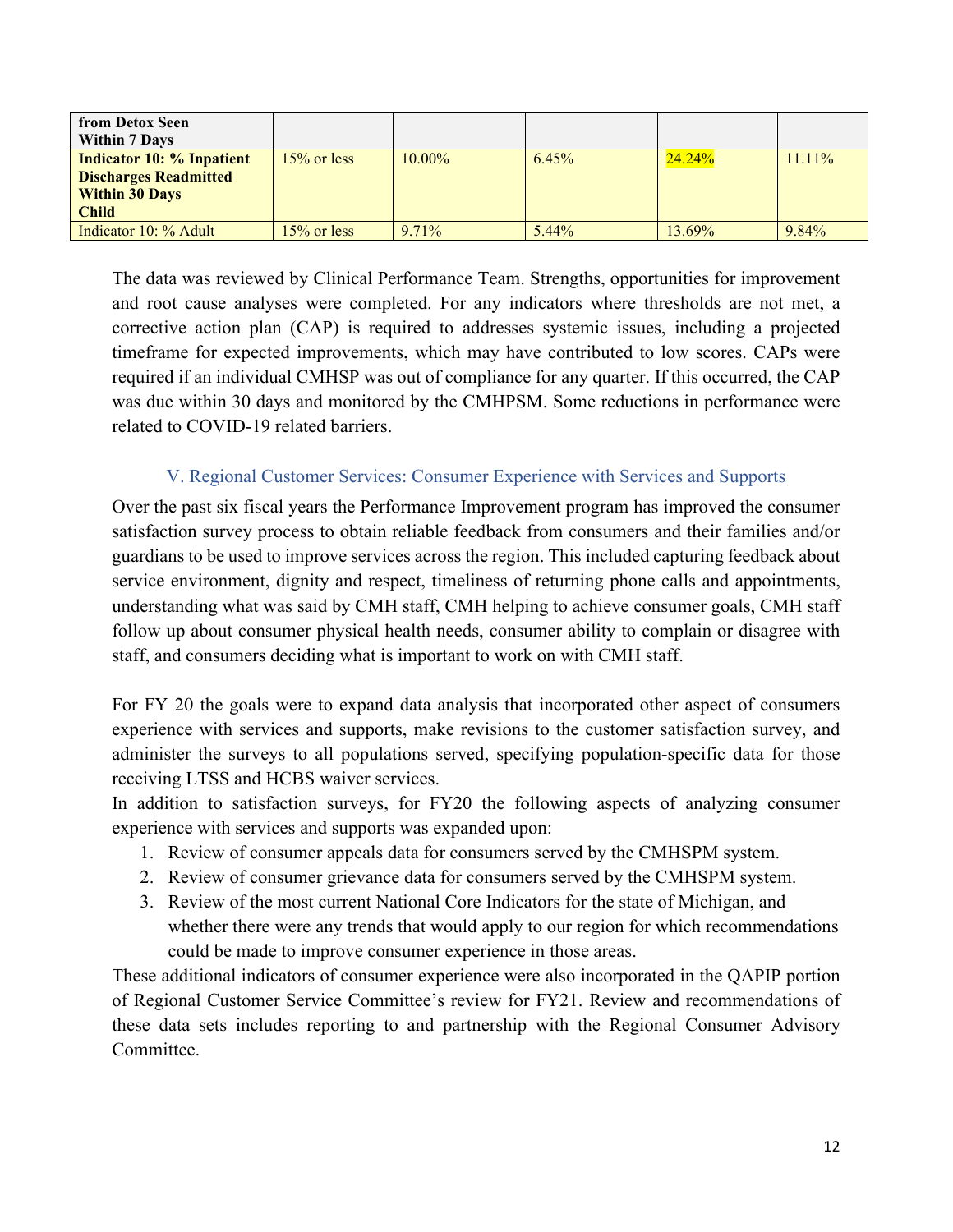| **from Detox Seen Within 7 Days** | | | | | |
|---|---|---|---|---|---|
| **Indicator 10: % Inpatient Discharges Readmitted Within 30 Days Child** | 15% or less | 10.00% | 6.45% | 24.24% | 11.11% |
| Indicator 10: % Adult | 15% or less | 9.71% | 5.44% | 13.69% | 9.84% |

The data was reviewed by Clinical Performance Team. Strengths, opportunities for improvement and root cause analyses were completed. For any indicators where thresholds are not met, a corrective action plan (CAP) is required to addresses systemic issues, including a projected timeframe for expected improvements, which may have contributed to low scores. CAPs were required if an individual CMHSP was out of compliance for any quarter. If this occurred, the CAP was due within 30 days and monitored by the CMHPSM. Some reductions in performance were related to COVID-19 related barriers.

### V. Regional Customer Services: Consumer Experience with Services and Supports

Over the past six fiscal years the Performance Improvement program has improved the consumer satisfaction survey process to obtain reliable feedback from consumers and their families and/or guardians to be used to improve services across the region. This included capturing feedback about service environment, dignity and respect, timeliness of returning phone calls and appointments, understanding what was said by CMH staff, CMH helping to achieve consumer goals, CMH staff follow up about consumer physical health needs, consumer ability to complain or disagree with staff, and consumers deciding what is important to work on with CMH staff.

For FY 20 the goals were to expand data analysis that incorporated other aspect of consumers experience with services and supports, make revisions to the customer satisfaction survey, and administer the surveys to all populations served, specifying population-specific data for those receiving LTSS and HCBS waiver services.

In addition to satisfaction surveys, for FY20 the following aspects of analyzing consumer experience with services and supports was expanded upon:

1. Review of consumer appeals data for consumers served by the CMHSPM system.
2. Review of consumer grievance data for consumers served by the CMHSPM system.
3. Review of the most current National Core Indicators for the state of Michigan, and whether there were any trends that would apply to our region for which recommendations could be made to improve consumer experience in those areas.

These additional indicators of consumer experience were also incorporated in the QAPIP portion of Regional Customer Service Committee's review for FY21. Review and recommendations of these data sets includes reporting to and partnership with the Regional Consumer Advisory Committee.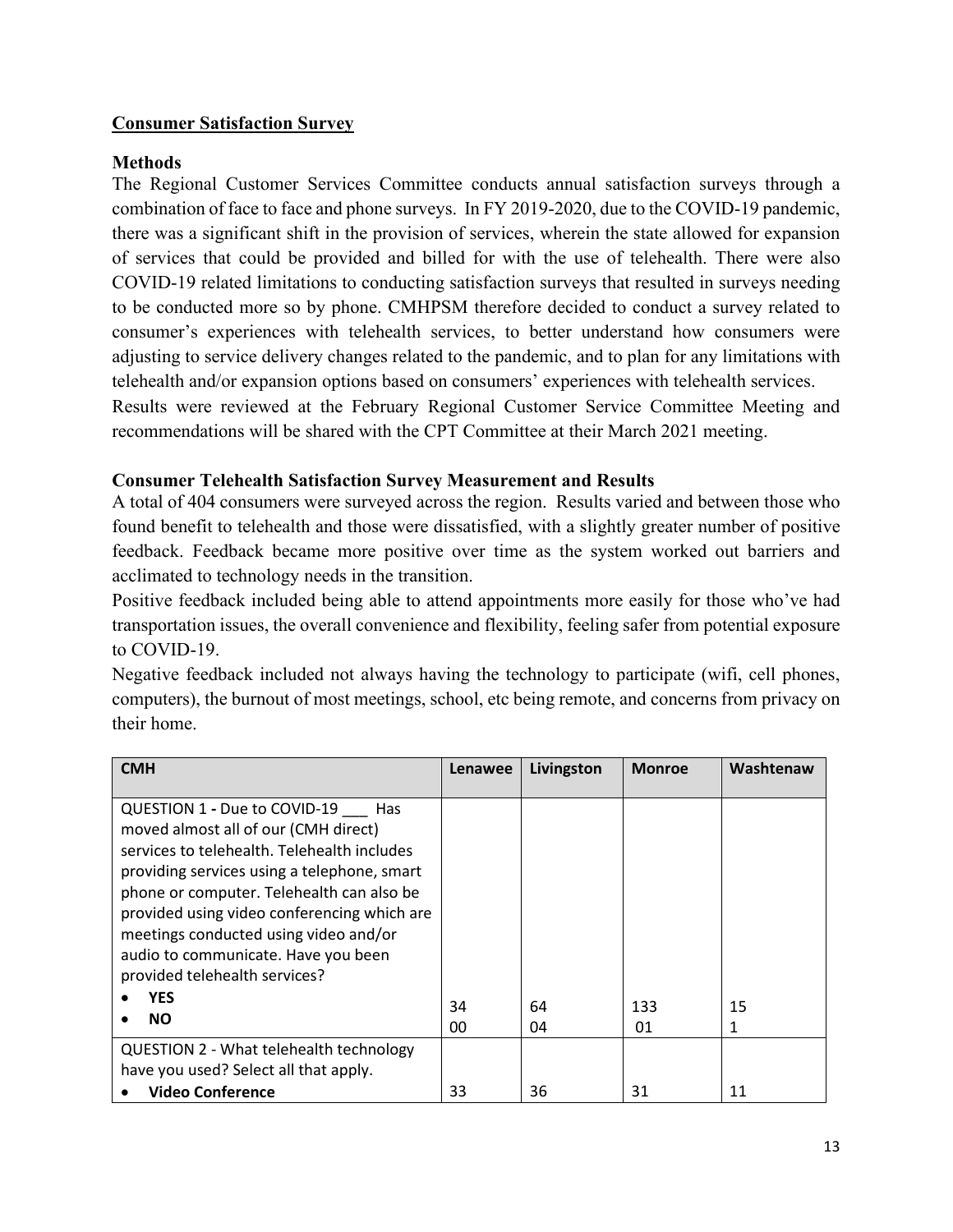## Consumer Satisfaction Survey

### Methods

The Regional Customer Services Committee conducts annual satisfaction surveys through a combination of face to face and phone surveys. In FY 2019-2020, due to the COVID-19 pandemic, there was a significant shift in the provision of services, wherein the state allowed for expansion of services that could be provided and billed for with the use of telehealth. There were also COVID-19 related limitations to conducting satisfaction surveys that resulted in surveys needing to be conducted more so by phone. CMHPSM therefore decided to conduct a survey related to consumer's experiences with telehealth services, to better understand how consumers were adjusting to service delivery changes related to the pandemic, and to plan for any limitations with telehealth and/or expansion options based on consumers' experiences with telehealth services.
Results were reviewed at the February Regional Customer Service Committee Meeting and recommendations will be shared with the CPT Committee at their March 2021 meeting.

### Consumer Telehealth Satisfaction Survey Measurement and Results

A total of 404 consumers were surveyed across the region. Results varied and between those who found benefit to telehealth and those were dissatisfied, with a slightly greater number of positive feedback. Feedback became more positive over time as the system worked out barriers and acclimated to technology needs in the transition.
Positive feedback included being able to attend appointments more easily for those who've had transportation issues, the overall convenience and flexibility, feeling safer from potential exposure to COVID-19.
Negative feedback included not always having the technology to participate (wifi, cell phones, computers), the burnout of most meetings, school, etc being remote, and concerns from privacy on their home.

| CMH | Lenawee | Livingston | Monroe | Washtenaw |
|---|---|---|---|---|
| QUESTION 1 - Due to COVID-19 ___ Has moved almost all of our (CMH direct) services to telehealth. Telehealth includes providing services using a telephone, smart phone or computer. Telehealth can also be provided using video conferencing which are meetings conducted using video and/or audio to communicate. Have you been provided telehealth services? | | | | |
| • **YES** | 34 | 64 | 133 | 15 |
| • **NO** | 00 | 04 | 01 | 1 |
| QUESTION 2 - What telehealth technology have you used? Select all that apply. | | | | |
| • **Video Conference** | 33 | 36 | 31 | 11 |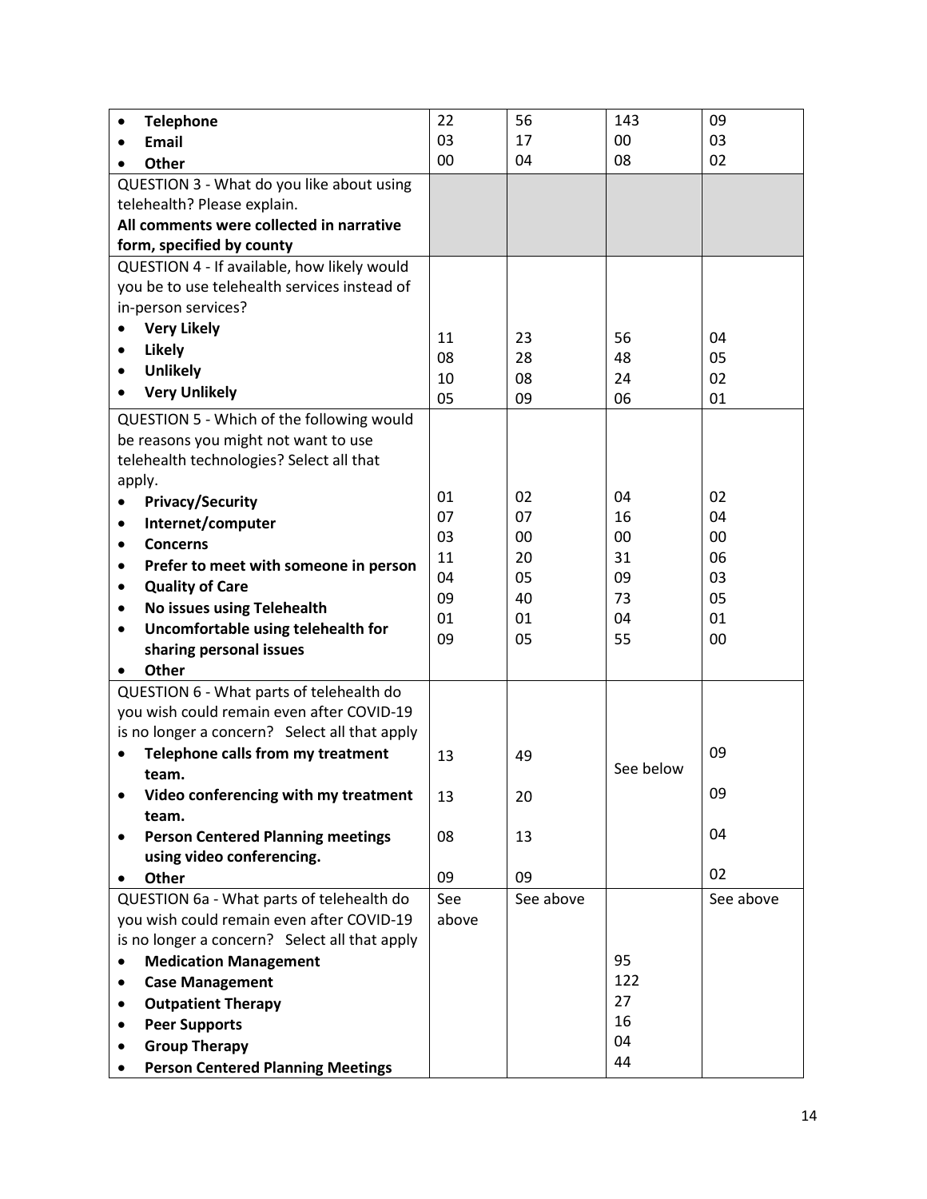|  |  |  |  |  |
|---|---|---|---|---|
| • **Telephone**<br>• **Email**<br>• **Other** | 22<br>03<br>00 | 56<br>17<br>04 | 143<br>00<br>08 | 09<br>03<br>02 |
| QUESTION 3 - What do you like about using telehealth? Please explain.<br>**All comments were collected in narrative form, specified by county** |  |  |  |  |
| QUESTION 4 - If available, how likely would you be to use telehealth services instead of in-person services?<br>• **Very Likely**<br>• **Likely**<br>• **Unlikely**<br>• **Very Unlikely** | 11<br>08<br>10<br>05 | 23<br>28<br>08<br>09 | 56<br>48<br>24<br>06 | 04<br>05<br>02<br>01 |
| QUESTION 5 - Which of the following would be reasons you might not want to use telehealth technologies? Select all that apply.<br>• **Privacy/Security**<br>• **Internet/computer**<br>• **Concerns**<br>• **Prefer to meet with someone in person**<br>• **Quality of Care**<br>• **No issues using Telehealth**<br>• **Uncomfortable using telehealth for sharing personal issues**<br>• **Other** | 01<br>07<br>03<br>11<br>04<br>09<br>01<br>09 | 02<br>07<br>00<br>20<br>05<br>40<br>01<br>05 | 04<br>16<br>00<br>31<br>09<br>73<br>04<br>55 | 02<br>04<br>00<br>06<br>03<br>05<br>01<br>00 |
| QUESTION 6 - What parts of telehealth do you wish could remain even after COVID-19 is no longer a concern? Select all that apply<br>• **Telephone calls from my treatment team.**<br>• **Video conferencing with my treatment team.**<br>• **Person Centered Planning meetings using video conferencing.**<br>• **Other** | 13<br>13<br>08<br>09 | 49<br>20<br>13<br>09 | See below | 09<br>09<br>04<br>02 |
| QUESTION 6a - What parts of telehealth do you wish could remain even after COVID-19 is no longer a concern? Select all that apply<br>• **Medication Management**<br>• **Case Management**<br>• **Outpatient Therapy**<br>• **Peer Supports**<br>• **Group Therapy**<br>• **Person Centered Planning Meetings** | See above | See above | 95<br>122<br>27<br>16<br>04<br>44 | See above |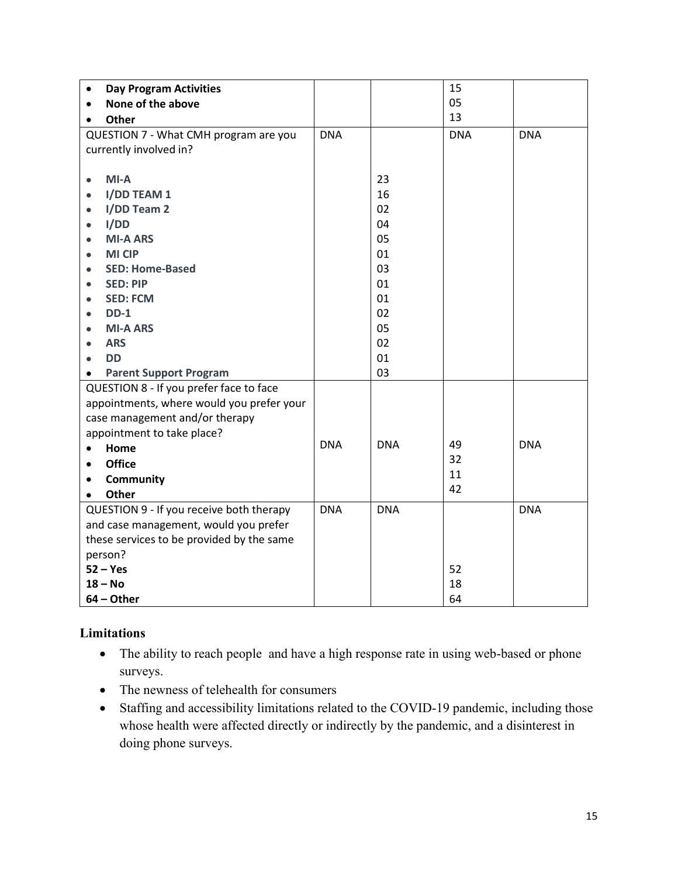| | | | | |
|---|---|---|---|---|
| • **Day Program Activities**<br>• **None of the above**<br>• **Other** | | | 15<br>05<br>13 | |
| QUESTION 7 - What CMH program are you currently involved in?<br><br>• **MI-A**<br>• **I/DD TEAM 1**<br>• **I/DD Team 2**<br>• **I/DD**<br>• **MI-A ARS**<br>• **MI CIP**<br>• **SED: Home-Based**<br>• **SED: PIP**<br>• **SED: FCM**<br>• **DD-1**<br>• **MI-A ARS**<br>• **ARS**<br>• **DD**<br>• **Parent Support Program** | DNA | <br><br>23<br>16<br>02<br>04<br>05<br>01<br>03<br>01<br>01<br>02<br>05<br>02<br>01<br>03 | DNA | DNA |
| QUESTION 8 - If you prefer face to face appointments, where would you prefer your case management and/or therapy appointment to take place?<br>• **Home**<br>• **Office**<br>• **Community**<br>• **Other** | DNA | DNA | 49<br>32<br>11<br>42 | DNA |
| QUESTION 9 - If you receive both therapy and case management, would you prefer these services to be provided by the same person?<br>**52 – Yes**<br>**18 – No**<br>**64 – Other** | DNA | DNA | 52<br>18<br>64 | DNA |

## Limitations

- The ability to reach people and have a high response rate in using web-based or phone surveys.
- The newness of telehealth for consumers
- Staffing and accessibility limitations related to the COVID-19 pandemic, including those whose health were affected directly or indirectly by the pandemic, and a disinterest in doing phone surveys.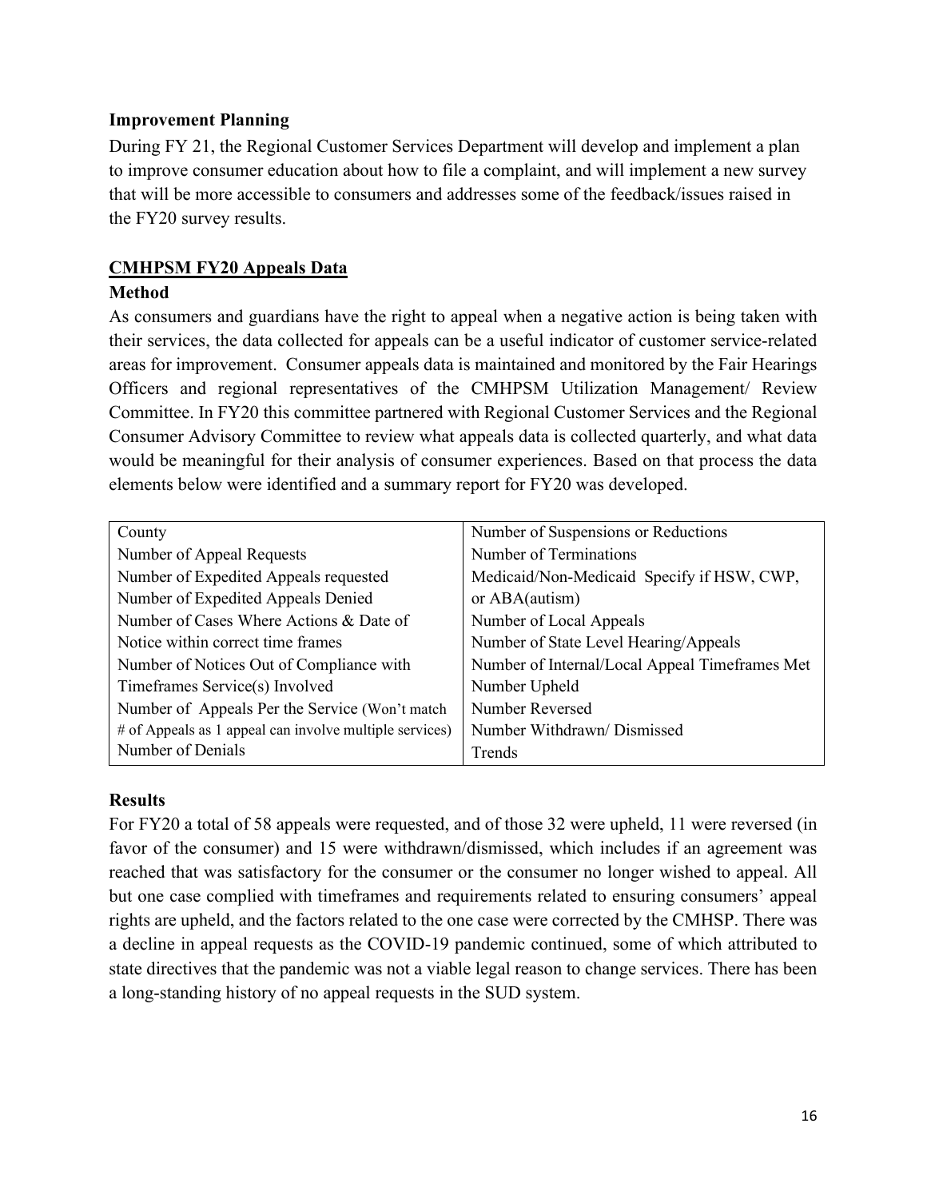### Improvement Planning

During FY 21, the Regional Customer Services Department will develop and implement a plan to improve consumer education about how to file a complaint, and will implement a new survey that will be more accessible to consumers and addresses some of the feedback/issues raised in the FY20 survey results.

## CMHPSM FY20 Appeals Data

### Method

As consumers and guardians have the right to appeal when a negative action is being taken with their services, the data collected for appeals can be a useful indicator of customer service-related areas for improvement. Consumer appeals data is maintained and monitored by the Fair Hearings Officers and regional representatives of the CMHPSM Utilization Management/ Review Committee. In FY20 this committee partnered with Regional Customer Services and the Regional Consumer Advisory Committee to review what appeals data is collected quarterly, and what data would be meaningful for their analysis of consumer experiences. Based on that process the data elements below were identified and a summary report for FY20 was developed.

| | |
|---|---|
| County | Number of Suspensions or Reductions |
| Number of Appeal Requests | Number of Terminations |
| Number of Expedited Appeals requested | Medicaid/Non-Medicaid Specify if HSW, CWP, or ABA(autism) |
| Number of Expedited Appeals Denied | Number of Local Appeals |
| Number of Cases Where Actions & Date of Notice within correct time frames | Number of State Level Hearing/Appeals |
| Number of Notices Out of Compliance with Timeframes Service(s) Involved | Number of Internal/Local Appeal Timeframes Met |
| Number of Appeals Per the Service (Won't match # of Appeals as 1 appeal can involve multiple services) | Number Upheld |
| Number of Denials | Number Reversed |
| | Number Withdrawn/ Dismissed |
| | Trends |

### Results

For FY20 a total of 58 appeals were requested, and of those 32 were upheld, 11 were reversed (in favor of the consumer) and 15 were withdrawn/dismissed, which includes if an agreement was reached that was satisfactory for the consumer or the consumer no longer wished to appeal. All but one case complied with timeframes and requirements related to ensuring consumers' appeal rights are upheld, and the factors related to the one case were corrected by the CMHSP. There was a decline in appeal requests as the COVID-19 pandemic continued, some of which attributed to state directives that the pandemic was not a viable legal reason to change services. There has been a long-standing history of no appeal requests in the SUD system.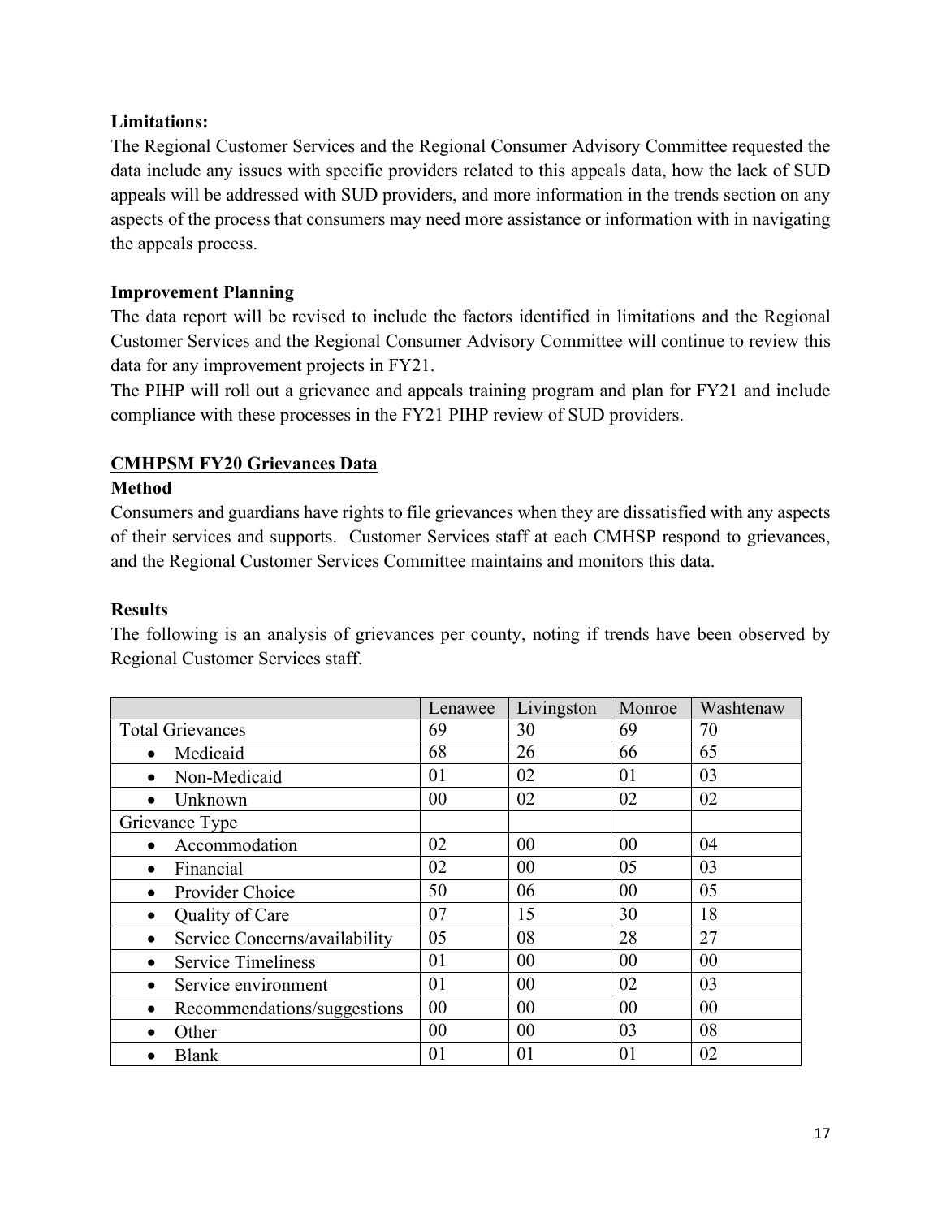**Limitations:**

The Regional Customer Services and the Regional Consumer Advisory Committee requested the data include any issues with specific providers related to this appeals data, how the lack of SUD appeals will be addressed with SUD providers, and more information in the trends section on any aspects of the process that consumers may need more assistance or information with in navigating the appeals process.

**Improvement Planning**

The data report will be revised to include the factors identified in limitations and the Regional Customer Services and the Regional Consumer Advisory Committee will continue to review this data for any improvement projects in FY21.

The PIHP will roll out a grievance and appeals training program and plan for FY21 and include compliance with these processes in the FY21 PIHP review of SUD providers.

**CMHPSM FY20 Grievances Data**

**Method**

Consumers and guardians have rights to file grievances when they are dissatisfied with any aspects of their services and supports. Customer Services staff at each CMHSP respond to grievances, and the Regional Customer Services Committee maintains and monitors this data.

**Results**

The following is an analysis of grievances per county, noting if trends have been observed by Regional Customer Services staff.

| | Lenawee | Livingston | Monroe | Washtenaw |
|---|---|---|---|---|
| Total Grievances | 69 | 30 | 69 | 70 |
| • Medicaid | 68 | 26 | 66 | 65 |
| • Non-Medicaid | 01 | 02 | 01 | 03 |
| • Unknown | 00 | 02 | 02 | 02 |
| Grievance Type | | | | |
| • Accommodation | 02 | 00 | 00 | 04 |
| • Financial | 02 | 00 | 05 | 03 |
| • Provider Choice | 50 | 06 | 00 | 05 |
| • Quality of Care | 07 | 15 | 30 | 18 |
| • Service Concerns/availability | 05 | 08 | 28 | 27 |
| • Service Timeliness | 01 | 00 | 00 | 00 |
| • Service environment | 01 | 00 | 02 | 03 |
| • Recommendations/suggestions | 00 | 00 | 00 | 00 |
| • Other | 00 | 00 | 03 | 08 |
| • Blank | 01 | 01 | 01 | 02 |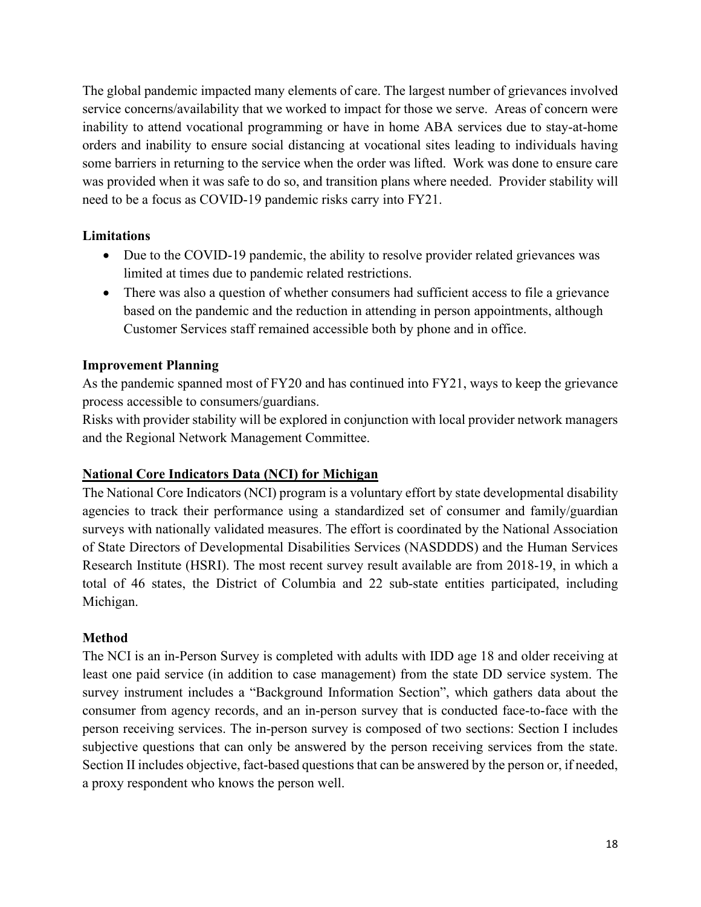The global pandemic impacted many elements of care. The largest number of grievances involved service concerns/availability that we worked to impact for those we serve. Areas of concern were inability to attend vocational programming or have in home ABA services due to stay-at-home orders and inability to ensure social distancing at vocational sites leading to individuals having some barriers in returning to the service when the order was lifted. Work was done to ensure care was provided when it was safe to do so, and transition plans where needed. Provider stability will need to be a focus as COVID-19 pandemic risks carry into FY21.

### Limitations

- Due to the COVID-19 pandemic, the ability to resolve provider related grievances was limited at times due to pandemic related restrictions.
- There was also a question of whether consumers had sufficient access to file a grievance based on the pandemic and the reduction in attending in person appointments, although Customer Services staff remained accessible both by phone and in office.

### Improvement Planning

As the pandemic spanned most of FY20 and has continued into FY21, ways to keep the grievance process accessible to consumers/guardians.

Risks with provider stability will be explored in conjunction with local provider network managers and the Regional Network Management Committee.

## National Core Indicators Data (NCI) for Michigan

The National Core Indicators (NCI) program is a voluntary effort by state developmental disability agencies to track their performance using a standardized set of consumer and family/guardian surveys with nationally validated measures. The effort is coordinated by the National Association of State Directors of Developmental Disabilities Services (NASDDDS) and the Human Services Research Institute (HSRI). The most recent survey result available are from 2018-19, in which a total of 46 states, the District of Columbia and 22 sub-state entities participated, including Michigan.

### Method

The NCI is an in-Person Survey is completed with adults with IDD age 18 and older receiving at least one paid service (in addition to case management) from the state DD service system. The survey instrument includes a "Background Information Section", which gathers data about the consumer from agency records, and an in-person survey that is conducted face-to-face with the person receiving services. The in-person survey is composed of two sections: Section I includes subjective questions that can only be answered by the person receiving services from the state. Section II includes objective, fact-based questions that can be answered by the person or, if needed, a proxy respondent who knows the person well.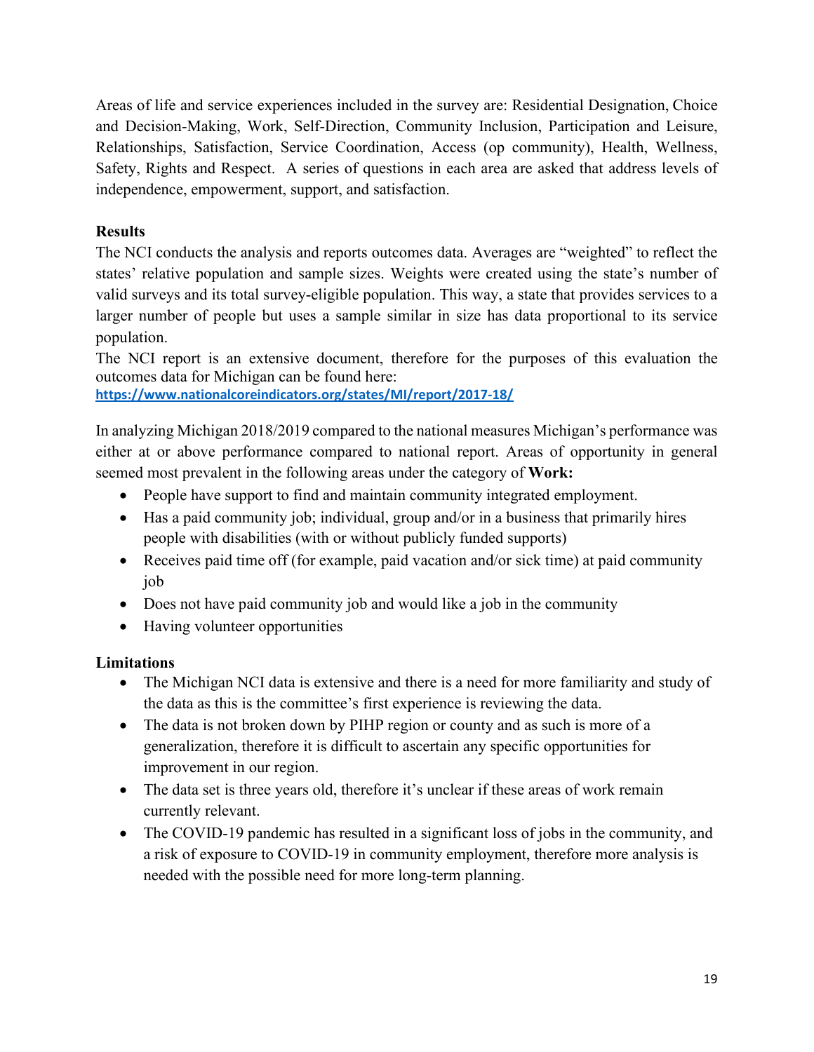Areas of life and service experiences included in the survey are: Residential Designation, Choice and Decision-Making, Work, Self-Direction, Community Inclusion, Participation and Leisure, Relationships, Satisfaction, Service Coordination, Access (op community), Health, Wellness, Safety, Rights and Respect. A series of questions in each area are asked that address levels of independence, empowerment, support, and satisfaction.

**Results**

The NCI conducts the analysis and reports outcomes data. Averages are "weighted" to reflect the states' relative population and sample sizes. Weights were created using the state's number of valid surveys and its total survey-eligible population. This way, a state that provides services to a larger number of people but uses a sample similar in size has data proportional to its service population.

The NCI report is an extensive document, therefore for the purposes of this evaluation the outcomes data for Michigan can be found here:
https://www.nationalcoreindicators.org/states/MI/report/2017-18/

In analyzing Michigan 2018/2019 compared to the national measures Michigan's performance was either at or above performance compared to national report. Areas of opportunity in general seemed most prevalent in the following areas under the category of **Work:**

- People have support to find and maintain community integrated employment.
- Has a paid community job; individual, group and/or in a business that primarily hires people with disabilities (with or without publicly funded supports)
- Receives paid time off (for example, paid vacation and/or sick time) at paid community job
- Does not have paid community job and would like a job in the community
- Having volunteer opportunities

**Limitations**

- The Michigan NCI data is extensive and there is a need for more familiarity and study of the data as this is the committee's first experience is reviewing the data.
- The data is not broken down by PIHP region or county and as such is more of a generalization, therefore it is difficult to ascertain any specific opportunities for improvement in our region.
- The data set is three years old, therefore it's unclear if these areas of work remain currently relevant.
- The COVID-19 pandemic has resulted in a significant loss of jobs in the community, and a risk of exposure to COVID-19 in community employment, therefore more analysis is needed with the possible need for more long-term planning.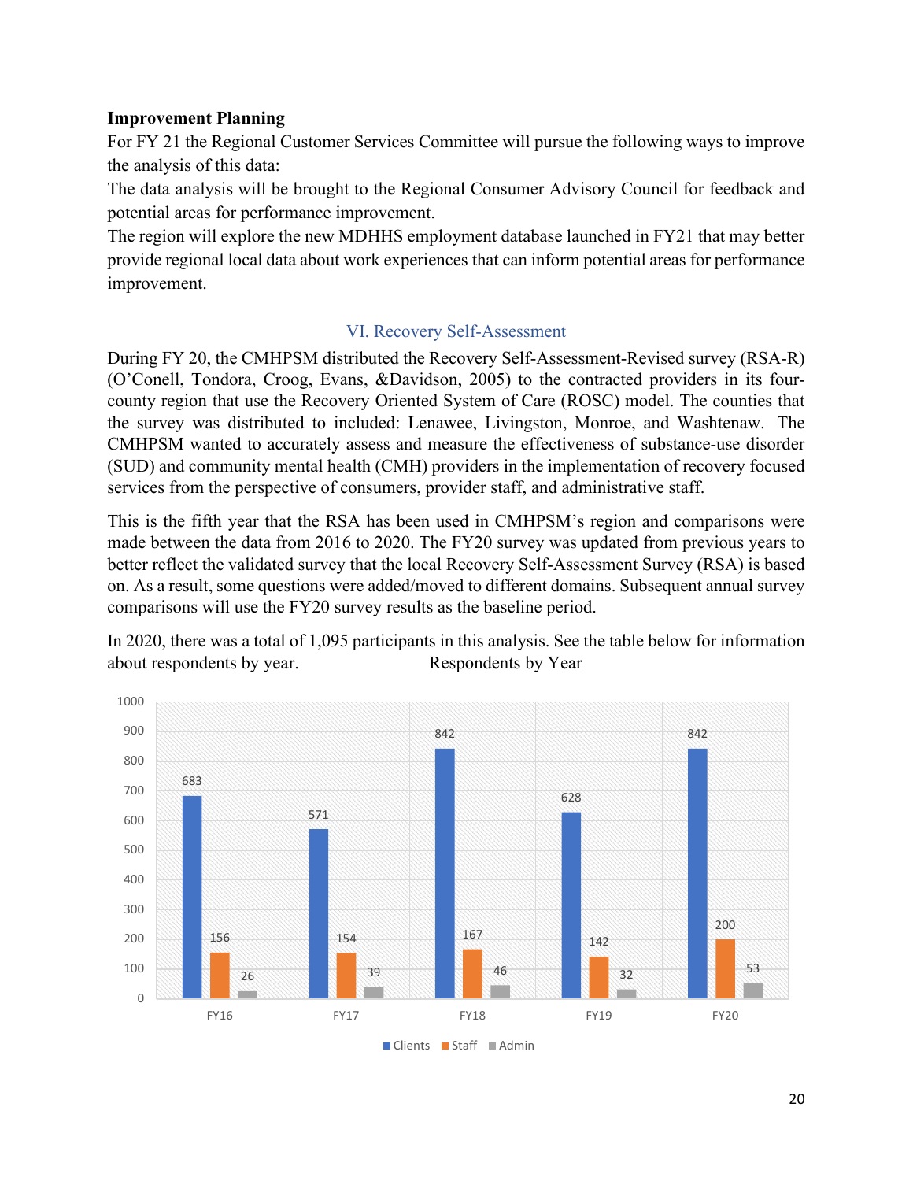**Improvement Planning**

For FY 21 the Regional Customer Services Committee will pursue the following ways to improve the analysis of this data:

The data analysis will be brought to the Regional Consumer Advisory Council for feedback and potential areas for performance improvement.

The region will explore the new MDHHS employment database launched in FY21 that may better provide regional local data about work experiences that can inform potential areas for performance improvement.

## VI. Recovery Self-Assessment

During FY 20, the CMHPSM distributed the Recovery Self-Assessment-Revised survey (RSA-R) (O'Conell, Tondora, Croog, Evans, &Davidson, 2005) to the contracted providers in its four-county region that use the Recovery Oriented System of Care (ROSC) model. The counties that the survey was distributed to included: Lenawee, Livingston, Monroe, and Washtenaw. The CMHPSM wanted to accurately assess and measure the effectiveness of substance-use disorder (SUD) and community mental health (CMH) providers in the implementation of recovery focused services from the perspective of consumers, provider staff, and administrative staff.

This is the fifth year that the RSA has been used in CMHPSM's region and comparisons were made between the data from 2016 to 2020. The FY20 survey was updated from previous years to better reflect the validated survey that the local Recovery Self-Assessment Survey (RSA) is based on. As a result, some questions were added/moved to different domains. Subsequent annual survey comparisons will use the FY20 survey results as the baseline period.

In 2020, there was a total of 1,095 participants in this analysis. See the table below for information about respondents by year.

Respondents by Year

| | FY16 | FY17 | FY18 | FY19 | FY20 |
|---|---|---|---|---|---|
| Clients | 683 | 571 | 842 | 628 | 842 |
| Staff | 156 | 154 | 167 | 142 | 200 |
| Admin | 26 | 39 | 46 | 32 | 53 |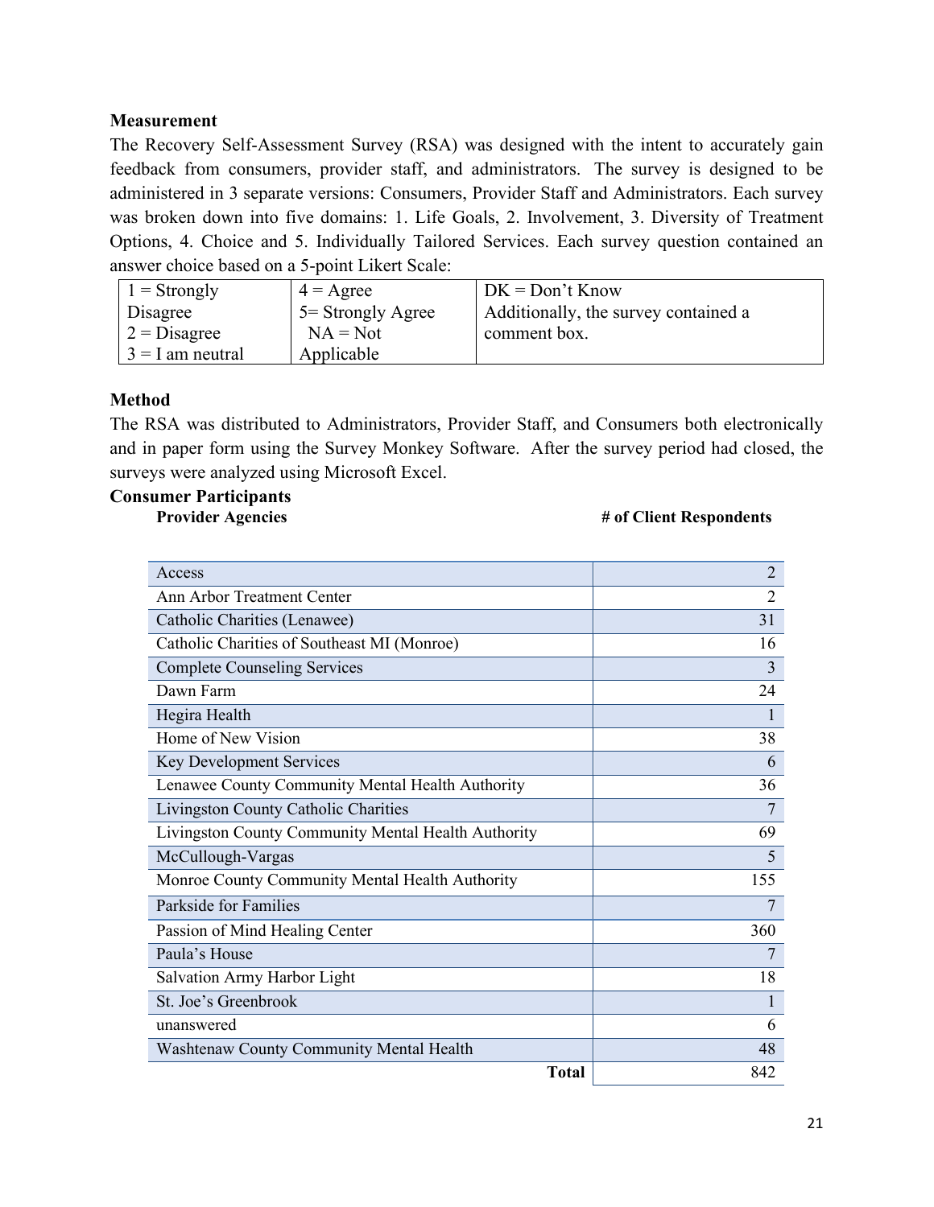**Measurement**

The Recovery Self-Assessment Survey (RSA) was designed with the intent to accurately gain feedback from consumers, provider staff, and administrators. The survey is designed to be administered in 3 separate versions: Consumers, Provider Staff and Administrators. Each survey was broken down into five domains: 1. Life Goals, 2. Involvement, 3. Diversity of Treatment Options, 4. Choice and 5. Individually Tailored Services. Each survey question contained an answer choice based on a 5-point Likert Scale:

| | | |
|---|---|---|
| 1 = Strongly Disagree<br>2 = Disagree<br>3 = I am neutral | 4 = Agree<br>5= Strongly Agree<br>NA = Not Applicable | DK = Don't Know<br>Additionally, the survey contained a comment box. |

**Method**

The RSA was distributed to Administrators, Provider Staff, and Consumers both electronically and in paper form using the Survey Monkey Software. After the survey period had closed, the surveys were analyzed using Microsoft Excel.

**Consumer Participants**

| Provider Agencies | # of Client Respondents |
|---|---|
| Access | 2 |
| Ann Arbor Treatment Center | 2 |
| Catholic Charities (Lenawee) | 31 |
| Catholic Charities of Southeast MI (Monroe) | 16 |
| Complete Counseling Services | 3 |
| Dawn Farm | 24 |
| Hegira Health | 1 |
| Home of New Vision | 38 |
| Key Development Services | 6 |
| Lenawee County Community Mental Health Authority | 36 |
| Livingston County Catholic Charities | 7 |
| Livingston County Community Mental Health Authority | 69 |
| McCullough-Vargas | 5 |
| Monroe County Community Mental Health Authority | 155 |
| Parkside for Families | 7 |
| Passion of Mind Healing Center | 360 |
| Paula's House | 7 |
| Salvation Army Harbor Light | 18 |
| St. Joe's Greenbrook | 1 |
| unanswered | 6 |
| Washtenaw County Community Mental Health | 48 |
| **Total** | 842 |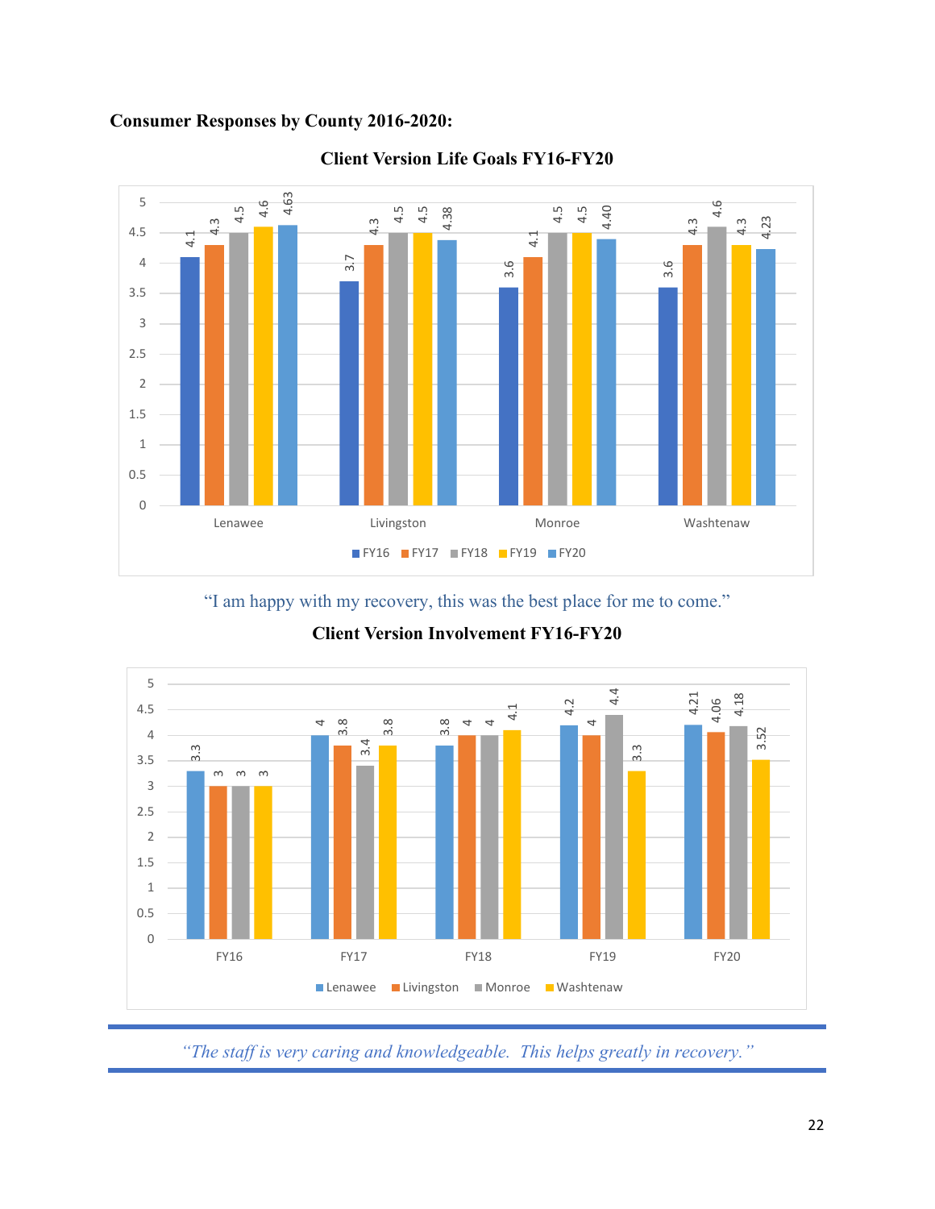**Consumer Responses by County 2016-2020:**

**Client Version Life Goals FY16-FY20**

| County | FY16 | FY17 | FY18 | FY19 | FY20 |
|---|---|---|---|---|---|
| Lenawee | 4.1 | 4.3 | 4.5 | 4.6 | 4.63 |
| Livingston | 3.7 | 4.3 | 4.5 | 4.5 | 4.38 |
| Monroe | 3.6 | 4.1 | 4.5 | 4.5 | 4.40 |
| Washtenaw | 3.6 | 4.3 | 4.6 | 4.3 | 4.23 |

"I am happy with my recovery, this was the best place for me to come."

**Client Version Involvement FY16-FY20**

| Year | Lenawee | Livingston | Monroe | Washtenaw |
|---|---|---|---|---|
| FY16 | 3.3 | 3 | 3 | 3 |
| FY17 | 4 | 3.8 | 3.4 | 3.8 |
| FY18 | 3.8 | 4 | 4 | 4.1 |
| FY19 | 4.2 | 4 | 4.4 | 3.3 |
| FY20 | 4.21 | 4.06 | 4.18 | 3.52 |

*"The staff is very caring and knowledgeable. This helps greatly in recovery."*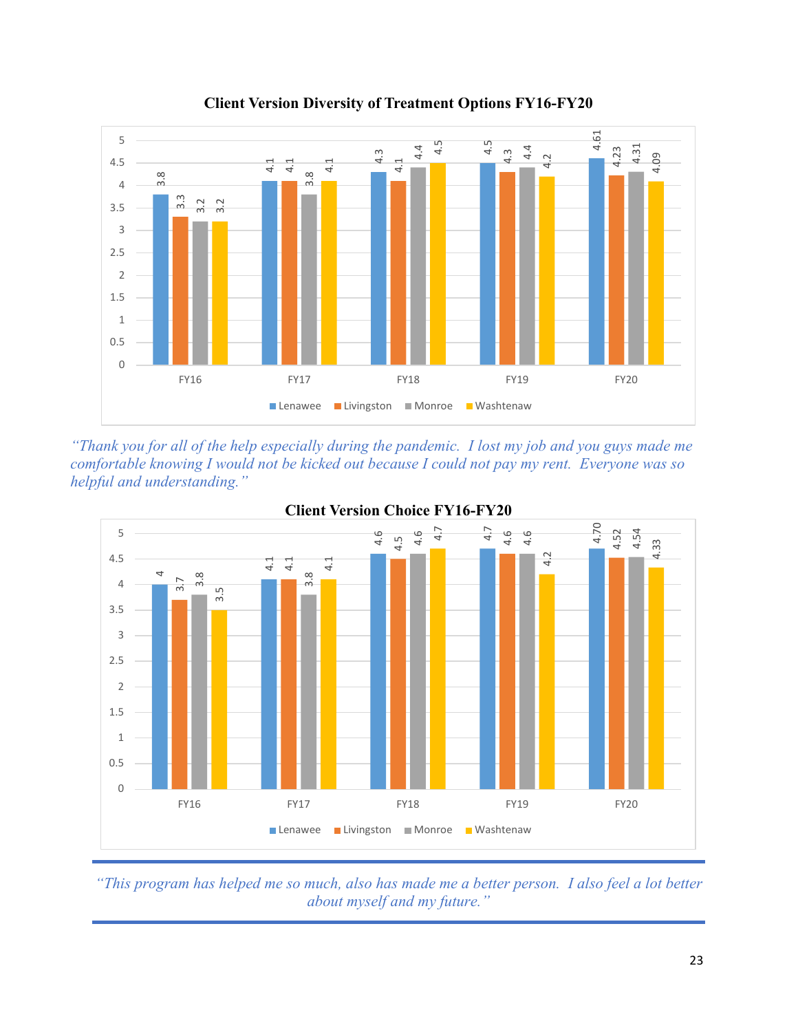**Client Version Diversity of Treatment Options FY16-FY20**

| | FY16 | FY17 | FY18 | FY19 | FY20 |
|---|---|---|---|---|---|
| Lenawee | 3.8 | 4.1 | 4.3 | 4.5 | 4.61 |
| Livingston | 3.3 | 4.1 | 4.1 | 4.3 | 4.23 |
| Monroe | 3.2 | 3.8 | 4.4 | 4.4 | 4.31 |
| Washtenaw | 3.2 | 4.1 | 4.5 | 4.2 | 4.09 |

*"Thank you for all of the help especially during the pandemic. I lost my job and you guys made me comfortable knowing I would not be kicked out because I could not pay my rent. Everyone was so helpful and understanding."*

**Client Version Choice FY16-FY20**

| | FY16 | FY17 | FY18 | FY19 | FY20 |
|---|---|---|---|---|---|
| Lenawee | 4 | 4.1 | 4.6 | 4.7 | 4.70 |
| Livingston | 3.7 | 4.1 | 4.5 | 4.6 | 4.52 |
| Monroe | 3.8 | 3.8 | 4.6 | 4.6 | 4.54 |
| Washtenaw | 3.5 | 4.1 | 4.7 | 4.2 | 4.33 |

*"This program has helped me so much, also has made me a better person. I also feel a lot better about myself and my future."*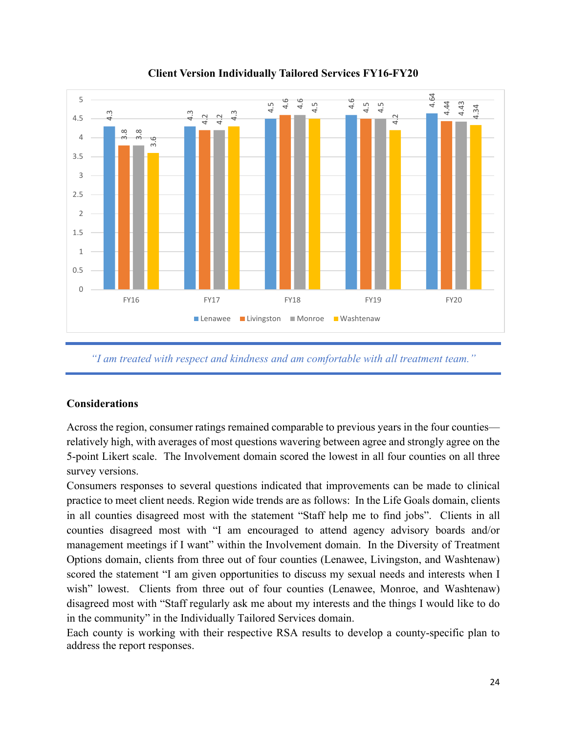**Client Version Individually Tailored Services FY16-FY20**

| | Lenawee | Livingston | Monroe | Washtenaw |
|---|---|---|---|---|
| FY16 | 4.3 | 3.8 | 3.8 | 3.6 |
| FY17 | 4.3 | 4.2 | 4.2 | 4.3 |
| FY18 | 4.5 | 4.6 | 4.6 | 4.5 |
| FY19 | 4.6 | 4.5 | 4.5 | 4.2 |
| FY20 | 4.64 | 4.44 | 4.43 | 4.34 |

*"I am treated with respect and kindness and am comfortable with all treatment team."*

## Considerations

Across the region, consumer ratings remained comparable to previous years in the four counties—relatively high, with averages of most questions wavering between agree and strongly agree on the 5-point Likert scale. The Involvement domain scored the lowest in all four counties on all three survey versions.

Consumers responses to several questions indicated that improvements can be made to clinical practice to meet client needs. Region wide trends are as follows: In the Life Goals domain, clients in all counties disagreed most with the statement "Staff help me to find jobs". Clients in all counties disagreed most with "I am encouraged to attend agency advisory boards and/or management meetings if I want" within the Involvement domain. In the Diversity of Treatment Options domain, clients from three out of four counties (Lenawee, Livingston, and Washtenaw) scored the statement "I am given opportunities to discuss my sexual needs and interests when I wish" lowest. Clients from three out of four counties (Lenawee, Monroe, and Washtenaw) disagreed most with "Staff regularly ask me about my interests and the things I would like to do in the community" in the Individually Tailored Services domain.

Each county is working with their respective RSA results to develop a county-specific plan to address the report responses.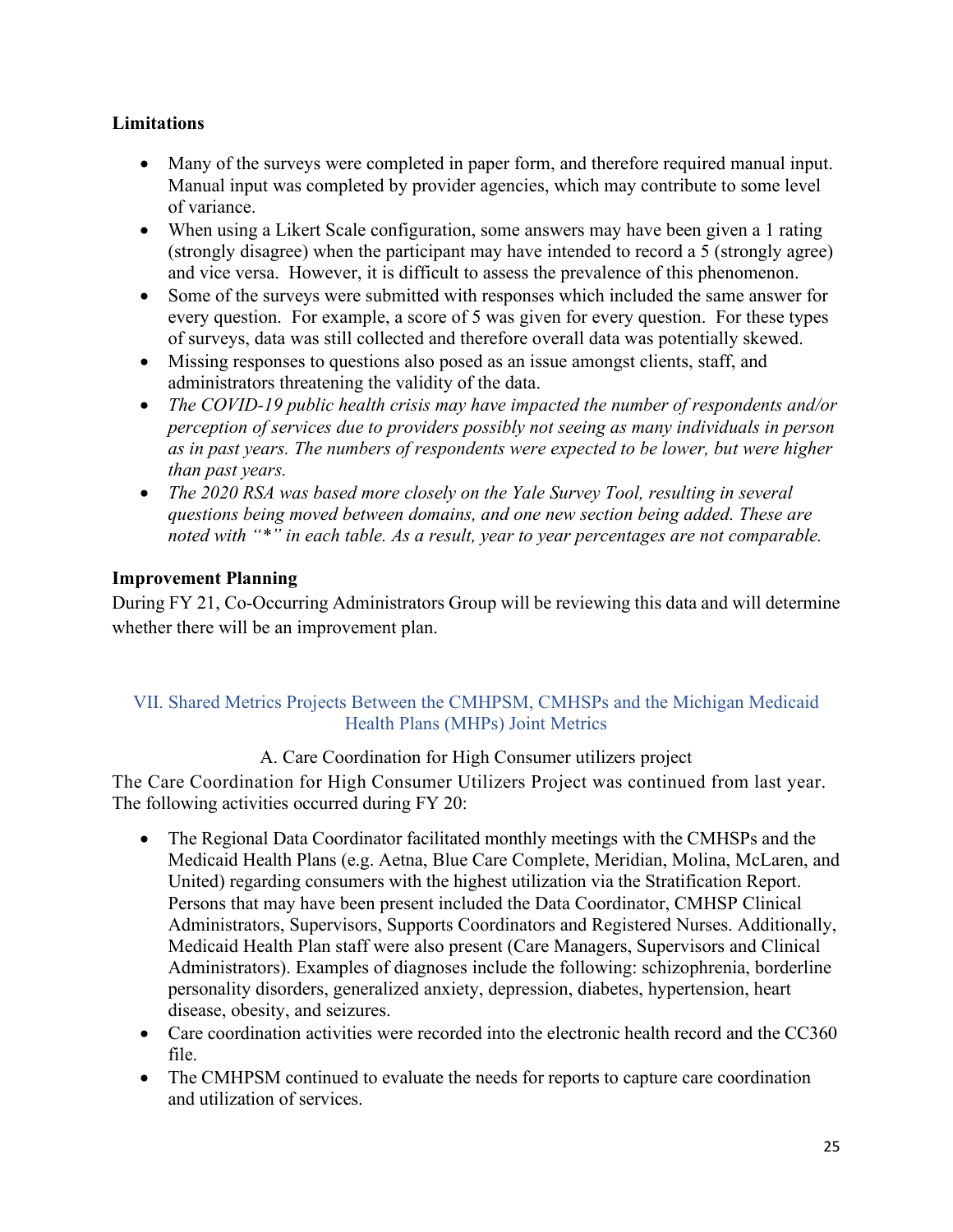### Limitations

- Many of the surveys were completed in paper form, and therefore required manual input. Manual input was completed by provider agencies, which may contribute to some level of variance.
- When using a Likert Scale configuration, some answers may have been given a 1 rating (strongly disagree) when the participant may have intended to record a 5 (strongly agree) and vice versa. However, it is difficult to assess the prevalence of this phenomenon.
- Some of the surveys were submitted with responses which included the same answer for every question. For example, a score of 5 was given for every question. For these types of surveys, data was still collected and therefore overall data was potentially skewed.
- Missing responses to questions also posed as an issue amongst clients, staff, and administrators threatening the validity of the data.
- *The COVID-19 public health crisis may have impacted the number of respondents and/or perception of services due to providers possibly not seeing as many individuals in person as in past years. The numbers of respondents were expected to be lower, but were higher than past years.*
- *The 2020 RSA was based more closely on the Yale Survey Tool, resulting in several questions being moved between domains, and one new section being added. These are noted with "*" in each table. As a result, year to year percentages are not comparable.*

### Improvement Planning

During FY 21, Co-Occurring Administrators Group will be reviewing this data and will determine whether there will be an improvement plan.

## VII. Shared Metrics Projects Between the CMHPSM, CMHSPs and the Michigan Medicaid Health Plans (MHPs) Joint Metrics

### A. Care Coordination for High Consumer utilizers project

The Care Coordination for High Consumer Utilizers Project was continued from last year. The following activities occurred during FY 20:

- The Regional Data Coordinator facilitated monthly meetings with the CMHSPs and the Medicaid Health Plans (e.g. Aetna, Blue Care Complete, Meridian, Molina, McLaren, and United) regarding consumers with the highest utilization via the Stratification Report. Persons that may have been present included the Data Coordinator, CMHSP Clinical Administrators, Supervisors, Supports Coordinators and Registered Nurses. Additionally, Medicaid Health Plan staff were also present (Care Managers, Supervisors and Clinical Administrators). Examples of diagnoses include the following: schizophrenia, borderline personality disorders, generalized anxiety, depression, diabetes, hypertension, heart disease, obesity, and seizures.
- Care coordination activities were recorded into the electronic health record and the CC360 file.
- The CMHPSM continued to evaluate the needs for reports to capture care coordination and utilization of services.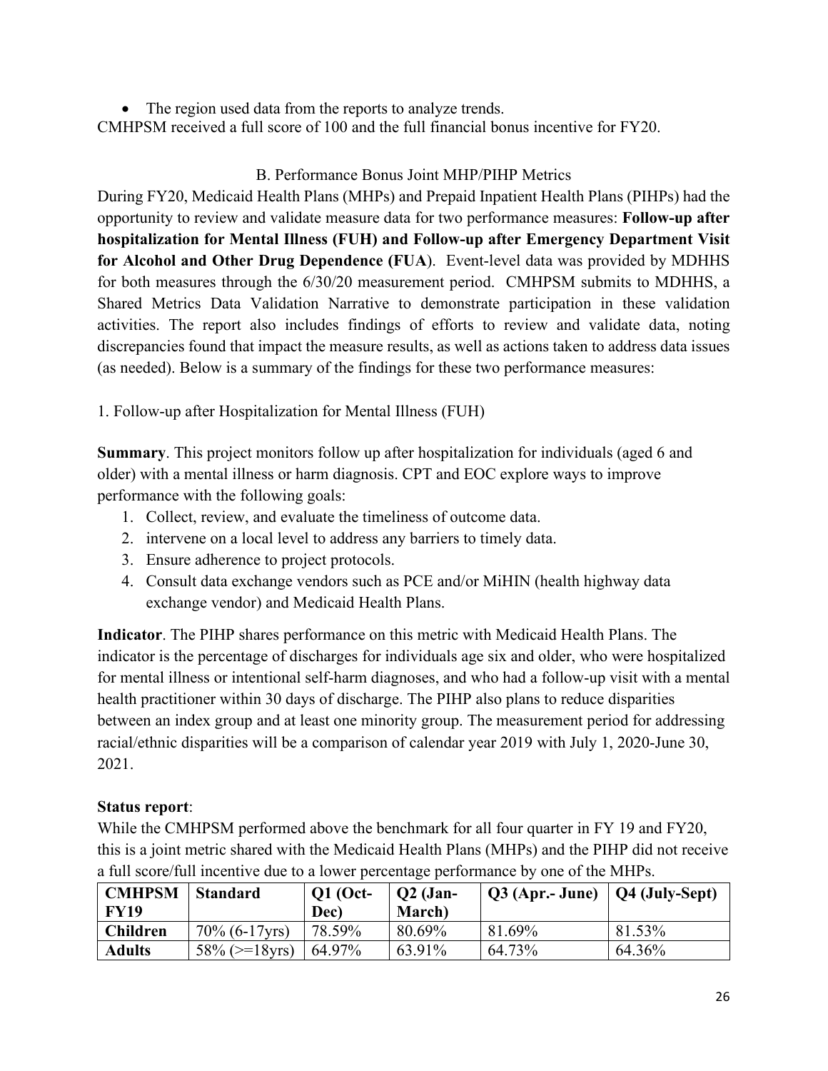- The region used data from the reports to analyze trends.

CMHPSM received a full score of 100 and the full financial bonus incentive for FY20.

### B. Performance Bonus Joint MHP/PIHP Metrics

During FY20, Medicaid Health Plans (MHPs) and Prepaid Inpatient Health Plans (PIHPs) had the opportunity to review and validate measure data for two performance measures: **Follow-up after hospitalization for Mental Illness (FUH) and Follow-up after Emergency Department Visit for Alcohol and Other Drug Dependence (FUA)**. Event-level data was provided by MDHHS for both measures through the 6/30/20 measurement period. CMHPSM submits to MDHHS, a Shared Metrics Data Validation Narrative to demonstrate participation in these validation activities. The report also includes findings of efforts to review and validate data, noting discrepancies found that impact the measure results, as well as actions taken to address data issues (as needed). Below is a summary of the findings for these two performance measures:

1. Follow-up after Hospitalization for Mental Illness (FUH)

**Summary**. This project monitors follow up after hospitalization for individuals (aged 6 and older) with a mental illness or harm diagnosis. CPT and EOC explore ways to improve performance with the following goals:

1. Collect, review, and evaluate the timeliness of outcome data.
2. intervene on a local level to address any barriers to timely data.
3. Ensure adherence to project protocols.
4. Consult data exchange vendors such as PCE and/or MiHIN (health highway data exchange vendor) and Medicaid Health Plans.

**Indicator**. The PIHP shares performance on this metric with Medicaid Health Plans. The indicator is the percentage of discharges for individuals age six and older, who were hospitalized for mental illness or intentional self-harm diagnoses, and who had a follow-up visit with a mental health practitioner within 30 days of discharge. The PIHP also plans to reduce disparities between an index group and at least one minority group. The measurement period for addressing racial/ethnic disparities will be a comparison of calendar year 2019 with July 1, 2020-June 30, 2021.

**Status report**:

While the CMHPSM performed above the benchmark for all four quarter in FY 19 and FY20, this is a joint metric shared with the Medicaid Health Plans (MHPs) and the PIHP did not receive a full score/full incentive due to a lower percentage performance by one of the MHPs.

| CMHPSM FY19 | Standard | Q1 (Oct-Dec) | Q2 (Jan-March) | Q3 (Apr.- June) | Q4 (July-Sept) |
|---|---|---|---|---|---|
| **Children** | 70% (6-17yrs) | 78.59% | 80.69% | 81.69% | 81.53% |
| **Adults** | 58% (>=18yrs) | 64.97% | 63.91% | 64.73% | 64.36% |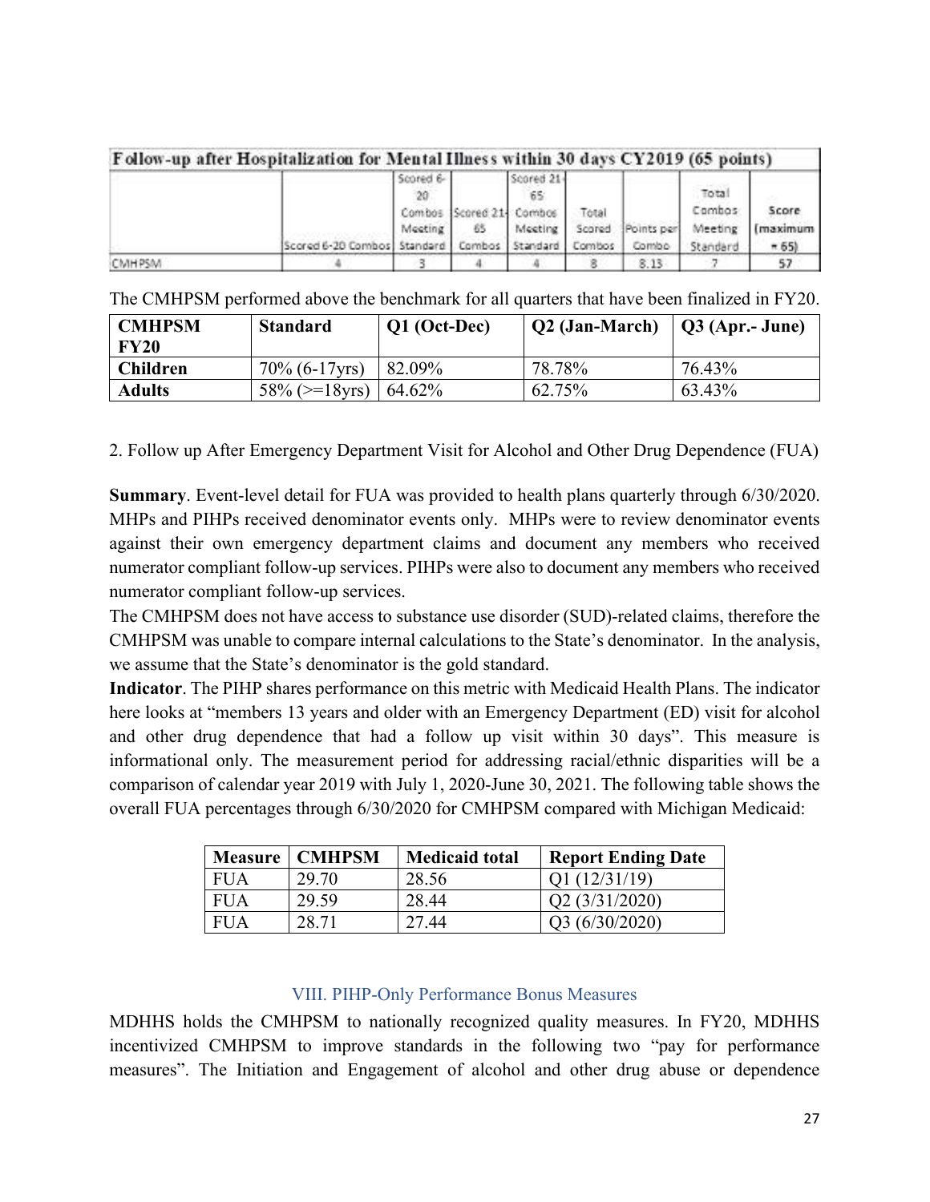| Follow-up after Hospitalization for Mental Illness within 30 days CY2019 (65 points) | | | | | | | | |
|---|---|---|---|---|---|---|---|---|
| | Scored 6-20 Combos | Scored 6-20 Combos Meeting Standard | Scored 21-65 Combos | Scored 21-65 Combos Meeting Standard | Total Scored Combos | Points per Combo | Total Combos Meeting Standard | Score (maximum = 65) |
| CMHPSM | 4 | 3 | 4 | 4 | 8 | 8.13 | 7 | 57 |

The CMHPSM performed above the benchmark for all quarters that have been finalized in FY20.

| CMHPSM FY20 | Standard | Q1 (Oct-Dec) | Q2 (Jan-March) | Q3 (Apr.- June) |
|---|---|---|---|---|
| **Children** | 70% (6-17yrs) | 82.09% | 78.78% | 76.43% |
| **Adults** | 58% (>=18yrs) | 64.62% | 62.75% | 63.43% |

2. Follow up After Emergency Department Visit for Alcohol and Other Drug Dependence (FUA)

**Summary**. Event-level detail for FUA was provided to health plans quarterly through 6/30/2020. MHPs and PIHPs received denominator events only. MHPs were to review denominator events against their own emergency department claims and document any members who received numerator compliant follow-up services. PIHPs were also to document any members who received numerator compliant follow-up services.

The CMHPSM does not have access to substance use disorder (SUD)-related claims, therefore the CMHPSM was unable to compare internal calculations to the State's denominator. In the analysis, we assume that the State's denominator is the gold standard.

**Indicator**. The PIHP shares performance on this metric with Medicaid Health Plans. The indicator here looks at "members 13 years and older with an Emergency Department (ED) visit for alcohol and other drug dependence that had a follow up visit within 30 days". This measure is informational only. The measurement period for addressing racial/ethnic disparities will be a comparison of calendar year 2019 with July 1, 2020-June 30, 2021. The following table shows the overall FUA percentages through 6/30/2020 for CMHPSM compared with Michigan Medicaid:

| Measure | CMHPSM | Medicaid total | Report Ending Date |
|---|---|---|---|
| FUA | 29.70 | 28.56 | Q1 (12/31/19) |
| FUA | 29.59 | 28.44 | Q2 (3/31/2020) |
| FUA | 28.71 | 27.44 | Q3 (6/30/2020) |

## VIII. PIHP-Only Performance Bonus Measures

MDHHS holds the CMHPSM to nationally recognized quality measures. In FY20, MDHHS incentivized CMHPSM to improve standards in the following two "pay for performance measures". The Initiation and Engagement of alcohol and other drug abuse or dependence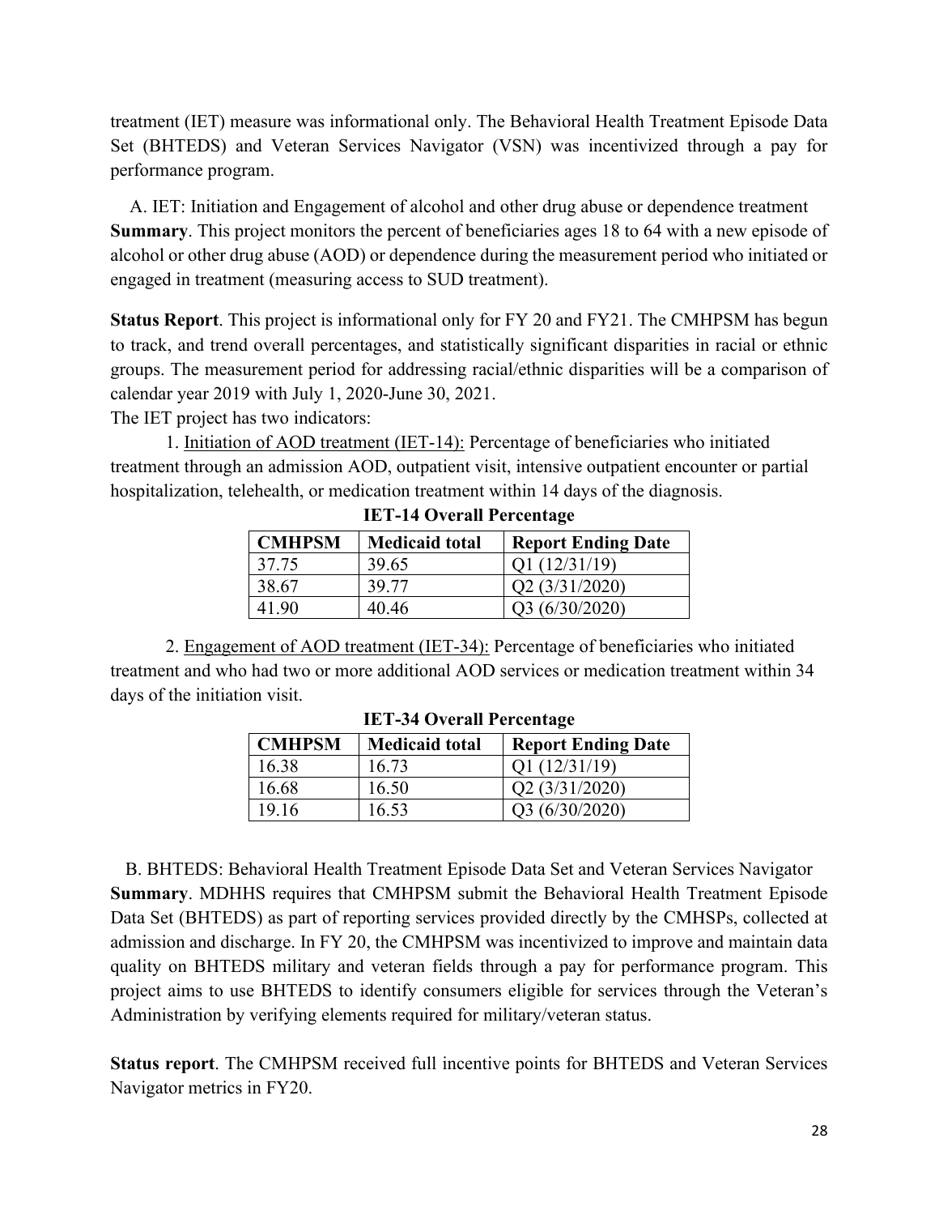treatment (IET) measure was informational only. The Behavioral Health Treatment Episode Data Set (BHTEDS) and Veteran Services Navigator (VSN) was incentivized through a pay for performance program.

A. IET: Initiation and Engagement of alcohol and other drug abuse or dependence treatment

**Summary**. This project monitors the percent of beneficiaries ages 18 to 64 with a new episode of alcohol or other drug abuse (AOD) or dependence during the measurement period who initiated or engaged in treatment (measuring access to SUD treatment).

**Status Report**. This project is informational only for FY 20 and FY21. The CMHPSM has begun to track, and trend overall percentages, and statistically significant disparities in racial or ethnic groups. The measurement period for addressing racial/ethnic disparities will be a comparison of calendar year 2019 with July 1, 2020-June 30, 2021.

The IET project has two indicators:

1. Initiation of AOD treatment (IET-14): Percentage of beneficiaries who initiated treatment through an admission AOD, outpatient visit, intensive outpatient encounter or partial hospitalization, telehealth, or medication treatment within 14 days of the diagnosis.

**IET-14 Overall Percentage**

| CMHPSM | Medicaid total | Report Ending Date |
|---|---|---|
| 37.75 | 39.65 | Q1 (12/31/19) |
| 38.67 | 39.77 | Q2 (3/31/2020) |
| 41.90 | 40.46 | Q3 (6/30/2020) |

2. Engagement of AOD treatment (IET-34): Percentage of beneficiaries who initiated treatment and who had two or more additional AOD services or medication treatment within 34 days of the initiation visit.

**IET-34 Overall Percentage**

| CMHPSM | Medicaid total | Report Ending Date |
|---|---|---|
| 16.38 | 16.73 | Q1 (12/31/19) |
| 16.68 | 16.50 | Q2 (3/31/2020) |
| 19.16 | 16.53 | Q3 (6/30/2020) |

B. BHTEDS: Behavioral Health Treatment Episode Data Set and Veteran Services Navigator

**Summary**. MDHHS requires that CMHPSM submit the Behavioral Health Treatment Episode Data Set (BHTEDS) as part of reporting services provided directly by the CMHSPs, collected at admission and discharge. In FY 20, the CMHPSM was incentivized to improve and maintain data quality on BHTEDS military and veteran fields through a pay for performance program. This project aims to use BHTEDS to identify consumers eligible for services through the Veteran's Administration by verifying elements required for military/veteran status.

**Status report**. The CMHPSM received full incentive points for BHTEDS and Veteran Services Navigator metrics in FY20.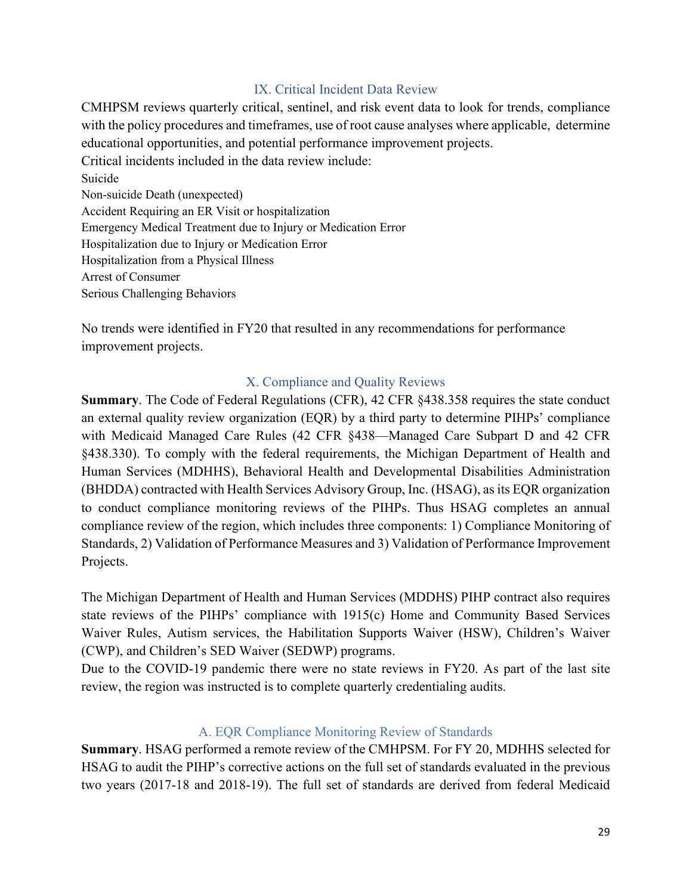## IX. Critical Incident Data Review

CMHPSM reviews quarterly critical, sentinel, and risk event data to look for trends, compliance with the policy procedures and timeframes, use of root cause analyses where applicable, determine educational opportunities, and potential performance improvement projects.

Critical incidents included in the data review include:

Suicide
Non-suicide Death (unexpected)
Accident Requiring an ER Visit or hospitalization
Emergency Medical Treatment due to Injury or Medication Error
Hospitalization due to Injury or Medication Error
Hospitalization from a Physical Illness
Arrest of Consumer
Serious Challenging Behaviors

No trends were identified in FY20 that resulted in any recommendations for performance improvement projects.

## X. Compliance and Quality Reviews

**Summary**. The Code of Federal Regulations (CFR), 42 CFR §438.358 requires the state conduct an external quality review organization (EQR) by a third party to determine PIHPs' compliance with Medicaid Managed Care Rules (42 CFR §438—Managed Care Subpart D and 42 CFR §438.330). To comply with the federal requirements, the Michigan Department of Health and Human Services (MDHHS), Behavioral Health and Developmental Disabilities Administration (BHDDA) contracted with Health Services Advisory Group, Inc. (HSAG), as its EQR organization to conduct compliance monitoring reviews of the PIHPs. Thus HSAG completes an annual compliance review of the region, which includes three components: 1) Compliance Monitoring of Standards, 2) Validation of Performance Measures and 3) Validation of Performance Improvement Projects.

The Michigan Department of Health and Human Services (MDDHS) PIHP contract also requires state reviews of the PIHPs' compliance with 1915(c) Home and Community Based Services Waiver Rules, Autism services, the Habilitation Supports Waiver (HSW), Children's Waiver (CWP), and Children's SED Waiver (SEDWP) programs.

Due to the COVID-19 pandemic there were no state reviews in FY20. As part of the last site review, the region was instructed is to complete quarterly credentialing audits.

### A. EQR Compliance Monitoring Review of Standards

**Summary**. HSAG performed a remote review of the CMHPSM. For FY 20, MDHHS selected for HSAG to audit the PIHP's corrective actions on the full set of standards evaluated in the previous two years (2017-18 and 2018-19). The full set of standards are derived from federal Medicaid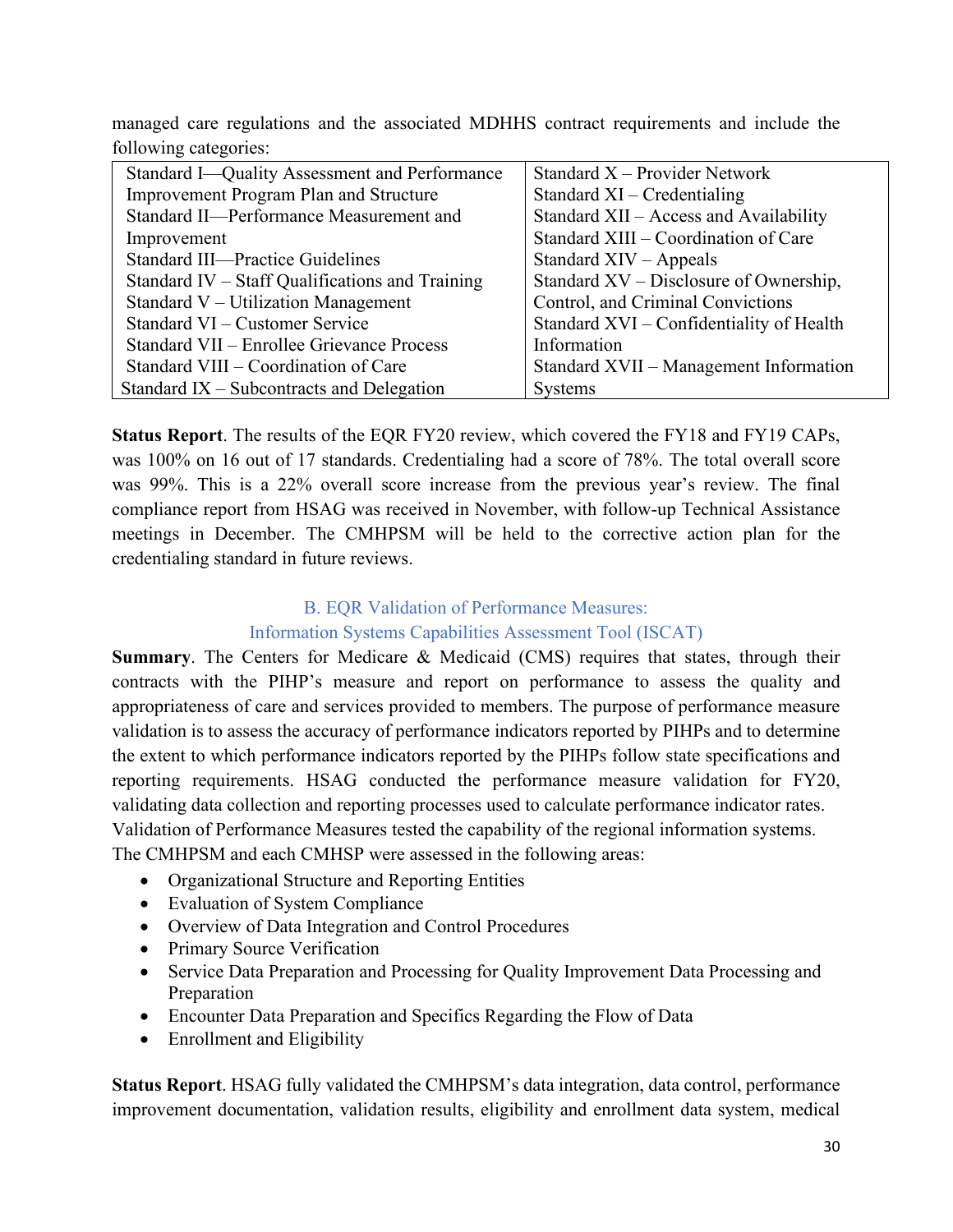managed care regulations and the associated MDHHS contract requirements and include the following categories:

| | |
|---|---|
| Standard I—Quality Assessment and Performance Improvement Program Plan and Structure<br>Standard II—Performance Measurement and Improvement<br>Standard III—Practice Guidelines<br>Standard IV – Staff Qualifications and Training<br>Standard V – Utilization Management<br>Standard VI – Customer Service<br>Standard VII – Enrollee Grievance Process<br>Standard VIII – Coordination of Care<br>Standard IX – Subcontracts and Delegation | Standard X – Provider Network<br>Standard XI – Credentialing<br>Standard XII – Access and Availability<br>Standard XIII – Coordination of Care<br>Standard XIV – Appeals<br>Standard XV – Disclosure of Ownership, Control, and Criminal Convictions<br>Standard XVI – Confidentiality of Health Information<br>Standard XVII – Management Information Systems |

**Status Report**. The results of the EQR FY20 review, which covered the FY18 and FY19 CAPs, was 100% on 16 out of 17 standards. Credentialing had a score of 78%. The total overall score was 99%. This is a 22% overall score increase from the previous year's review. The final compliance report from HSAG was received in November, with follow-up Technical Assistance meetings in December. The CMHPSM will be held to the corrective action plan for the credentialing standard in future reviews.

## B. EQR Validation of Performance Measures: Information Systems Capabilities Assessment Tool (ISCAT)

**Summary**. The Centers for Medicare & Medicaid (CMS) requires that states, through their contracts with the PIHP's measure and report on performance to assess the quality and appropriateness of care and services provided to members. The purpose of performance measure validation is to assess the accuracy of performance indicators reported by PIHPs and to determine the extent to which performance indicators reported by the PIHPs follow state specifications and reporting requirements. HSAG conducted the performance measure validation for FY20, validating data collection and reporting processes used to calculate performance indicator rates. Validation of Performance Measures tested the capability of the regional information systems. The CMHPSM and each CMHSP were assessed in the following areas:

- Organizational Structure and Reporting Entities
- Evaluation of System Compliance
- Overview of Data Integration and Control Procedures
- Primary Source Verification
- Service Data Preparation and Processing for Quality Improvement Data Processing and Preparation
- Encounter Data Preparation and Specifics Regarding the Flow of Data
- Enrollment and Eligibility

**Status Report**. HSAG fully validated the CMHPSM's data integration, data control, performance improvement documentation, validation results, eligibility and enrollment data system, medical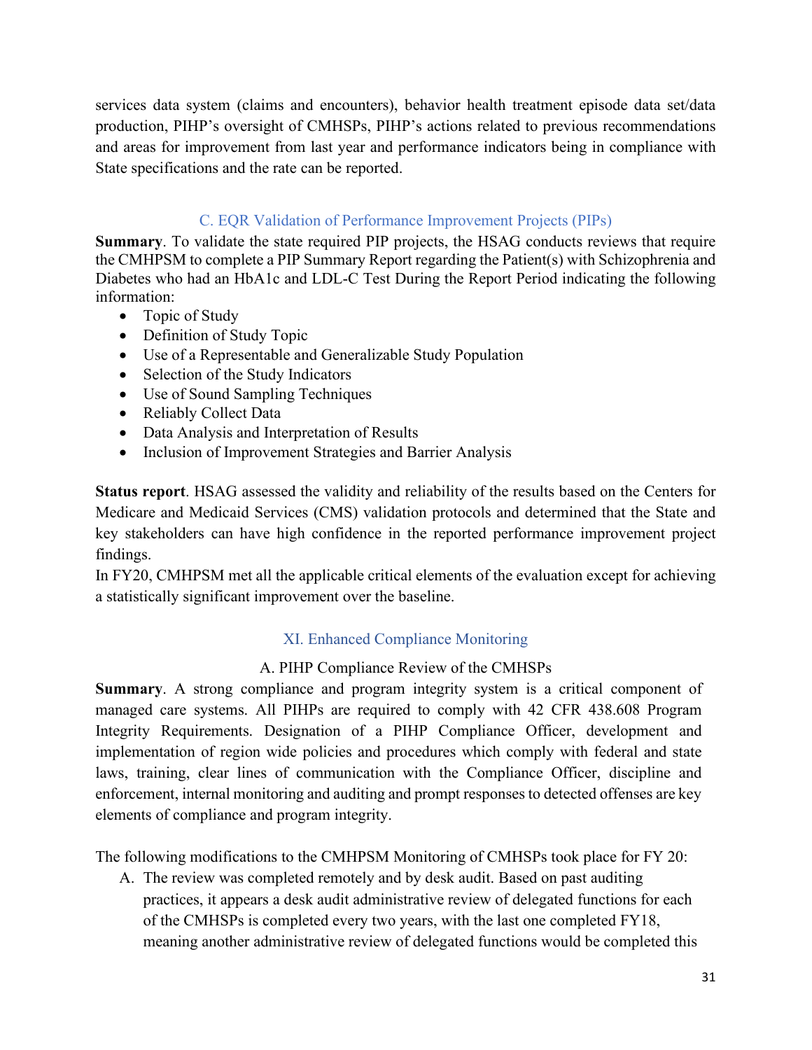services data system (claims and encounters), behavior health treatment episode data set/data production, PIHP's oversight of CMHSPs, PIHP's actions related to previous recommendations and areas for improvement from last year and performance indicators being in compliance with State specifications and the rate can be reported.

### C. EQR Validation of Performance Improvement Projects (PIPs)

**Summary**. To validate the state required PIP projects, the HSAG conducts reviews that require the CMHPSM to complete a PIP Summary Report regarding the Patient(s) with Schizophrenia and Diabetes who had an HbA1c and LDL-C Test During the Report Period indicating the following information:

- Topic of Study
- Definition of Study Topic
- Use of a Representable and Generalizable Study Population
- Selection of the Study Indicators
- Use of Sound Sampling Techniques
- Reliably Collect Data
- Data Analysis and Interpretation of Results
- Inclusion of Improvement Strategies and Barrier Analysis

**Status report**. HSAG assessed the validity and reliability of the results based on the Centers for Medicare and Medicaid Services (CMS) validation protocols and determined that the State and key stakeholders can have high confidence in the reported performance improvement project findings.
In FY20, CMHPSM met all the applicable critical elements of the evaluation except for achieving a statistically significant improvement over the baseline.

## XI. Enhanced Compliance Monitoring

### A. PIHP Compliance Review of the CMHSPs

**Summary**. A strong compliance and program integrity system is a critical component of managed care systems. All PIHPs are required to comply with 42 CFR 438.608 Program Integrity Requirements. Designation of a PIHP Compliance Officer, development and implementation of region wide policies and procedures which comply with federal and state laws, training, clear lines of communication with the Compliance Officer, discipline and enforcement, internal monitoring and auditing and prompt responses to detected offenses are key elements of compliance and program integrity.

The following modifications to the CMHPSM Monitoring of CMHSPs took place for FY 20:

A. The review was completed remotely and by desk audit. Based on past auditing practices, it appears a desk audit administrative review of delegated functions for each of the CMHSPs is completed every two years, with the last one completed FY18, meaning another administrative review of delegated functions would be completed this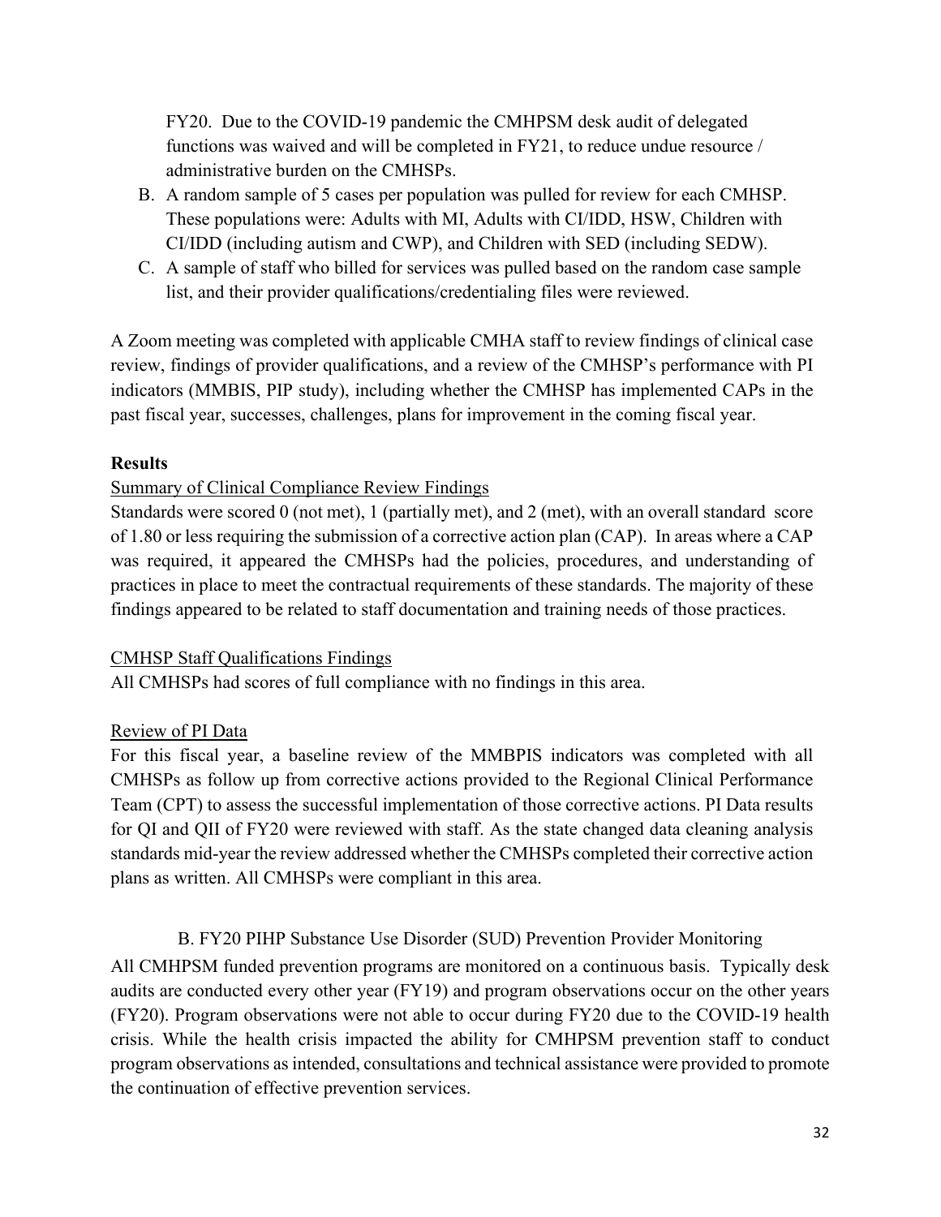FY20. Due to the COVID-19 pandemic the CMHPSM desk audit of delegated functions was waived and will be completed in FY21, to reduce undue resource / administrative burden on the CMHSPs.

B. A random sample of 5 cases per population was pulled for review for each CMHSP. These populations were: Adults with MI, Adults with CI/IDD, HSW, Children with CI/IDD (including autism and CWP), and Children with SED (including SEDW).
C. A sample of staff who billed for services was pulled based on the random case sample list, and their provider qualifications/credentialing files were reviewed.

A Zoom meeting was completed with applicable CMHA staff to review findings of clinical case review, findings of provider qualifications, and a review of the CMHSP's performance with PI indicators (MMBIS, PIP study), including whether the CMHSP has implemented CAPs in the past fiscal year, successes, challenges, plans for improvement in the coming fiscal year.

**Results**

Summary of Clinical Compliance Review Findings

Standards were scored 0 (not met), 1 (partially met), and 2 (met), with an overall standard score of 1.80 or less requiring the submission of a corrective action plan (CAP). In areas where a CAP was required, it appeared the CMHSPs had the policies, procedures, and understanding of practices in place to meet the contractual requirements of these standards. The majority of these findings appeared to be related to staff documentation and training needs of those practices.

CMHSP Staff Qualifications Findings

All CMHSPs had scores of full compliance with no findings in this area.

Review of PI Data

For this fiscal year, a baseline review of the MMBPIS indicators was completed with all CMHSPs as follow up from corrective actions provided to the Regional Clinical Performance Team (CPT) to assess the successful implementation of those corrective actions. PI Data results for QI and QII of FY20 were reviewed with staff. As the state changed data cleaning analysis standards mid-year the review addressed whether the CMHSPs completed their corrective action plans as written. All CMHSPs were compliant in this area.

B. FY20 PIHP Substance Use Disorder (SUD) Prevention Provider Monitoring

All CMHPSM funded prevention programs are monitored on a continuous basis. Typically desk audits are conducted every other year (FY19) and program observations occur on the other years (FY20). Program observations were not able to occur during FY20 due to the COVID-19 health crisis. While the health crisis impacted the ability for CMHPSM prevention staff to conduct program observations as intended, consultations and technical assistance were provided to promote the continuation of effective prevention services.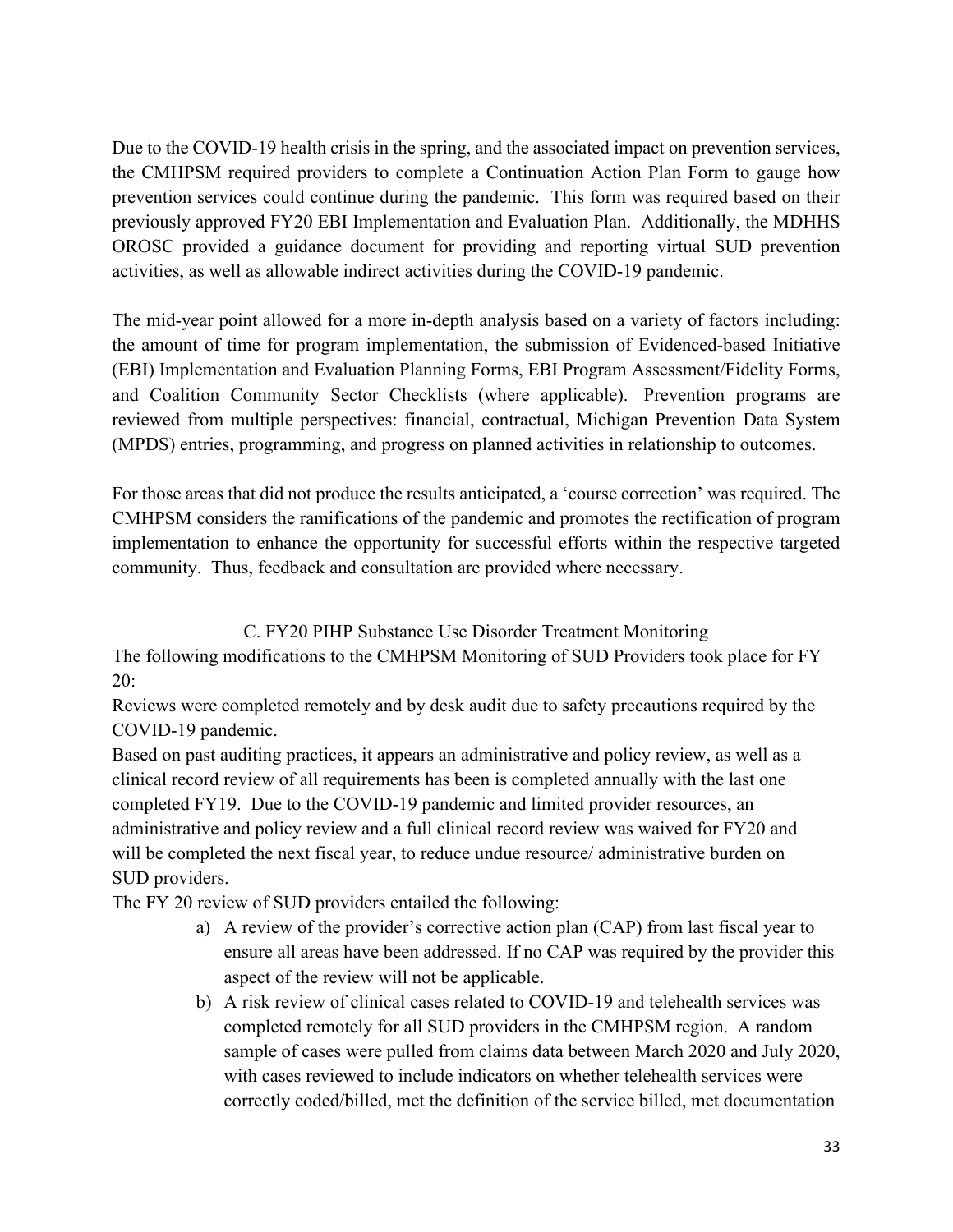Due to the COVID-19 health crisis in the spring, and the associated impact on prevention services, the CMHPSM required providers to complete a Continuation Action Plan Form to gauge how prevention services could continue during the pandemic. This form was required based on their previously approved FY20 EBI Implementation and Evaluation Plan. Additionally, the MDHHS OROSC provided a guidance document for providing and reporting virtual SUD prevention activities, as well as allowable indirect activities during the COVID-19 pandemic.

The mid-year point allowed for a more in-depth analysis based on a variety of factors including: the amount of time for program implementation, the submission of Evidenced-based Initiative (EBI) Implementation and Evaluation Planning Forms, EBI Program Assessment/Fidelity Forms, and Coalition Community Sector Checklists (where applicable). Prevention programs are reviewed from multiple perspectives: financial, contractual, Michigan Prevention Data System (MPDS) entries, programming, and progress on planned activities in relationship to outcomes.

For those areas that did not produce the results anticipated, a 'course correction' was required. The CMHPSM considers the ramifications of the pandemic and promotes the rectification of program implementation to enhance the opportunity for successful efforts within the respective targeted community. Thus, feedback and consultation are provided where necessary.

### C. FY20 PIHP Substance Use Disorder Treatment Monitoring

The following modifications to the CMHPSM Monitoring of SUD Providers took place for FY 20:

Reviews were completed remotely and by desk audit due to safety precautions required by the COVID-19 pandemic.

Based on past auditing practices, it appears an administrative and policy review, as well as a clinical record review of all requirements has been is completed annually with the last one completed FY19. Due to the COVID-19 pandemic and limited provider resources, an administrative and policy review and a full clinical record review was waived for FY20 and will be completed the next fiscal year, to reduce undue resource/ administrative burden on SUD providers.

The FY 20 review of SUD providers entailed the following:

a) A review of the provider's corrective action plan (CAP) from last fiscal year to ensure all areas have been addressed. If no CAP was required by the provider this aspect of the review will not be applicable.
b) A risk review of clinical cases related to COVID-19 and telehealth services was completed remotely for all SUD providers in the CMHPSM region. A random sample of cases were pulled from claims data between March 2020 and July 2020, with cases reviewed to include indicators on whether telehealth services were correctly coded/billed, met the definition of the service billed, met documentation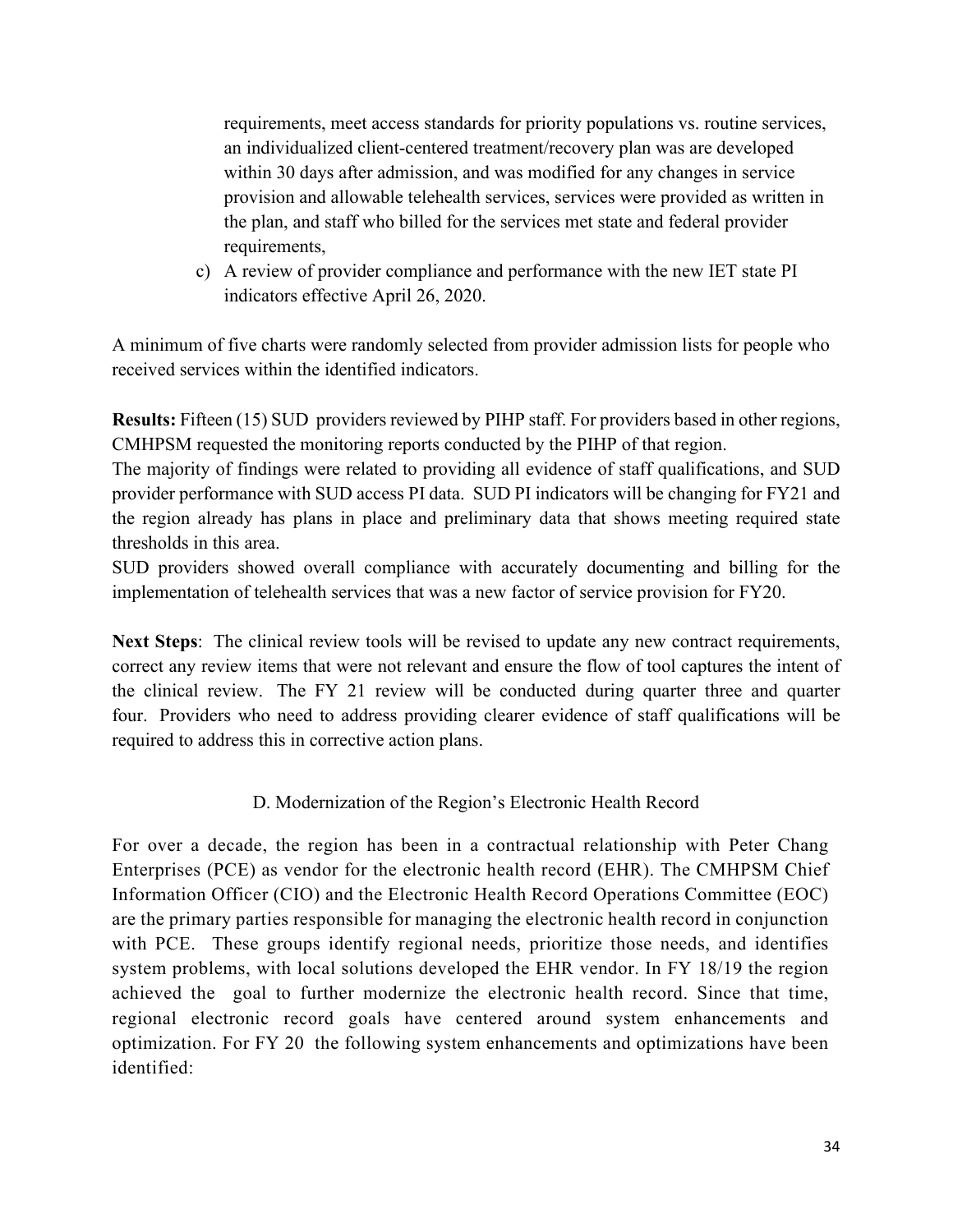requirements, meet access standards for priority populations vs. routine services, an individualized client-centered treatment/recovery plan was are developed within 30 days after admission, and was modified for any changes in service provision and allowable telehealth services, services were provided as written in the plan, and staff who billed for the services met state and federal provider requirements,

c) A review of provider compliance and performance with the new IET state PI indicators effective April 26, 2020.

A minimum of five charts were randomly selected from provider admission lists for people who received services within the identified indicators.

**Results:** Fifteen (15) SUD providers reviewed by PIHP staff. For providers based in other regions, CMHPSM requested the monitoring reports conducted by the PIHP of that region.

The majority of findings were related to providing all evidence of staff qualifications, and SUD provider performance with SUD access PI data. SUD PI indicators will be changing for FY21 and the region already has plans in place and preliminary data that shows meeting required state thresholds in this area.

SUD providers showed overall compliance with accurately documenting and billing for the implementation of telehealth services that was a new factor of service provision for FY20.

**Next Steps**: The clinical review tools will be revised to update any new contract requirements, correct any review items that were not relevant and ensure the flow of tool captures the intent of the clinical review. The FY 21 review will be conducted during quarter three and quarter four. Providers who need to address providing clearer evidence of staff qualifications will be required to address this in corrective action plans.

## D. Modernization of the Region's Electronic Health Record

For over a decade, the region has been in a contractual relationship with Peter Chang Enterprises (PCE) as vendor for the electronic health record (EHR). The CMHPSM Chief Information Officer (CIO) and the Electronic Health Record Operations Committee (EOC) are the primary parties responsible for managing the electronic health record in conjunction with PCE. These groups identify regional needs, prioritize those needs, and identifies system problems, with local solutions developed the EHR vendor. In FY 18/19 the region achieved the goal to further modernize the electronic health record. Since that time, regional electronic record goals have centered around system enhancements and optimization. For FY 20 the following system enhancements and optimizations have been identified: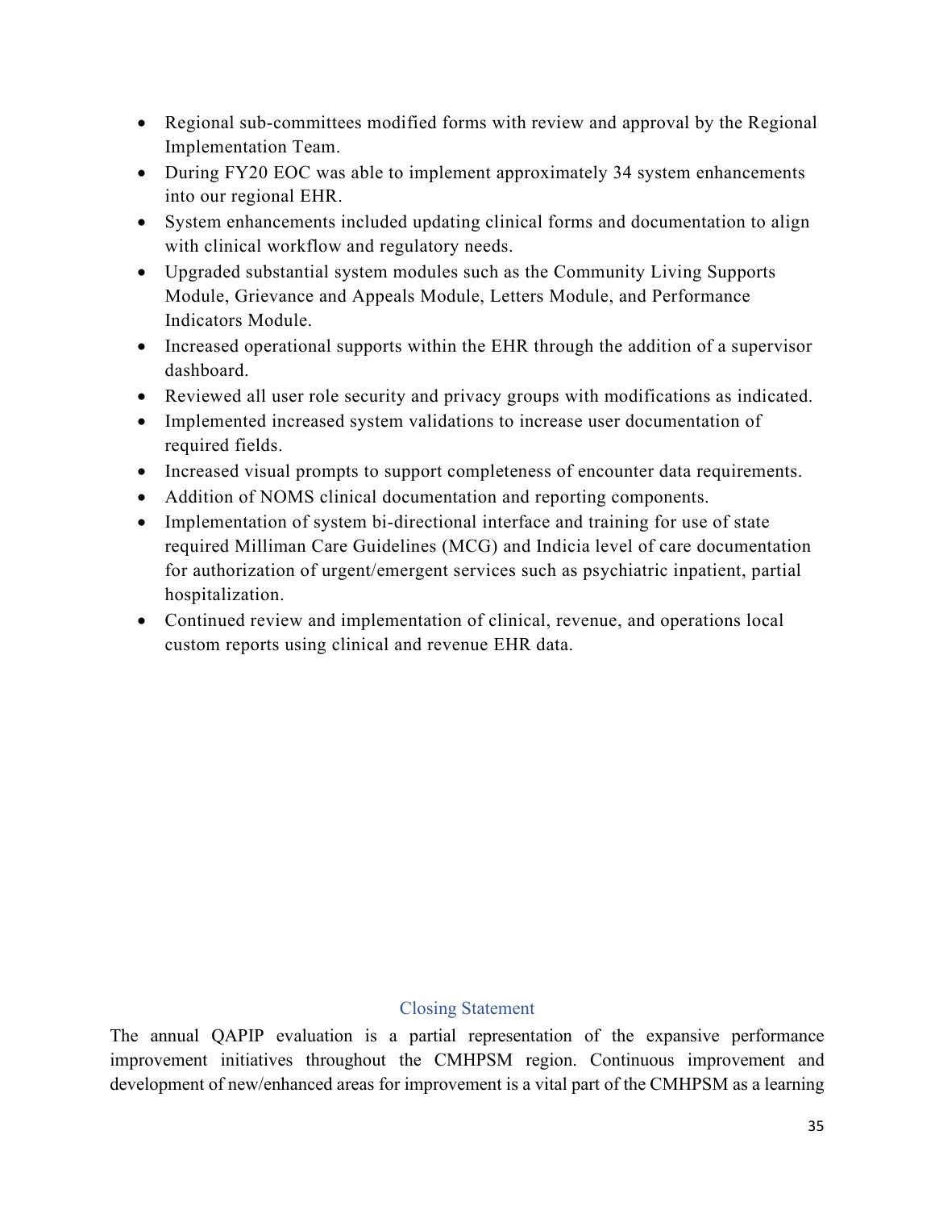- Regional sub-committees modified forms with review and approval by the Regional Implementation Team.
- During FY20 EOC was able to implement approximately 34 system enhancements into our regional EHR.
- System enhancements included updating clinical forms and documentation to align with clinical workflow and regulatory needs.
- Upgraded substantial system modules such as the Community Living Supports Module, Grievance and Appeals Module, Letters Module, and Performance Indicators Module.
- Increased operational supports within the EHR through the addition of a supervisor dashboard.
- Reviewed all user role security and privacy groups with modifications as indicated.
- Implemented increased system validations to increase user documentation of required fields.
- Increased visual prompts to support completeness of encounter data requirements.
- Addition of NOMS clinical documentation and reporting components.
- Implementation of system bi-directional interface and training for use of state required Milliman Care Guidelines (MCG) and Indicia level of care documentation for authorization of urgent/emergent services such as psychiatric inpatient, partial hospitalization.
- Continued review and implementation of clinical, revenue, and operations local custom reports using clinical and revenue EHR data.

## Closing Statement

The annual QAPIP evaluation is a partial representation of the expansive performance improvement initiatives throughout the CMHPSM region. Continuous improvement and development of new/enhanced areas for improvement is a vital part of the CMHPSM as a learning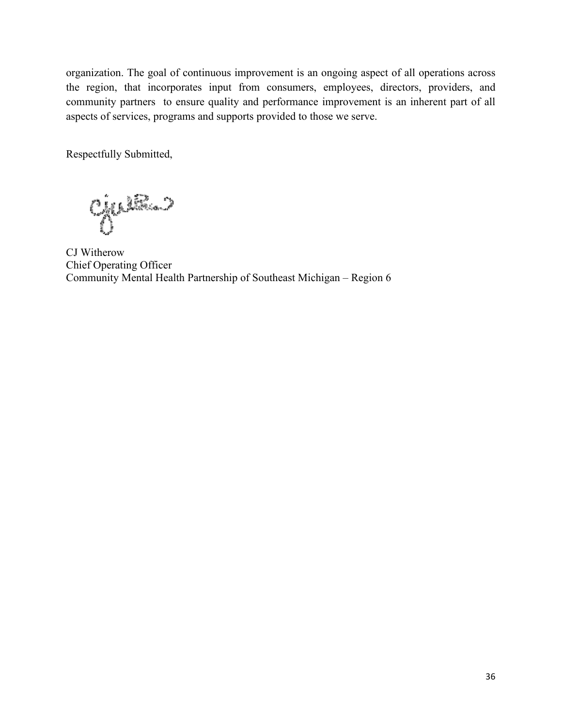organization. The goal of continuous improvement is an ongoing aspect of all operations across the region, that incorporates input from consumers, employees, directors, providers, and community partners to ensure quality and performance improvement is an inherent part of all aspects of services, programs and supports provided to those we serve.

Respectfully Submitted,

CJ Witherow
Chief Operating Officer
Community Mental Health Partnership of Southeast Michigan – Region 6